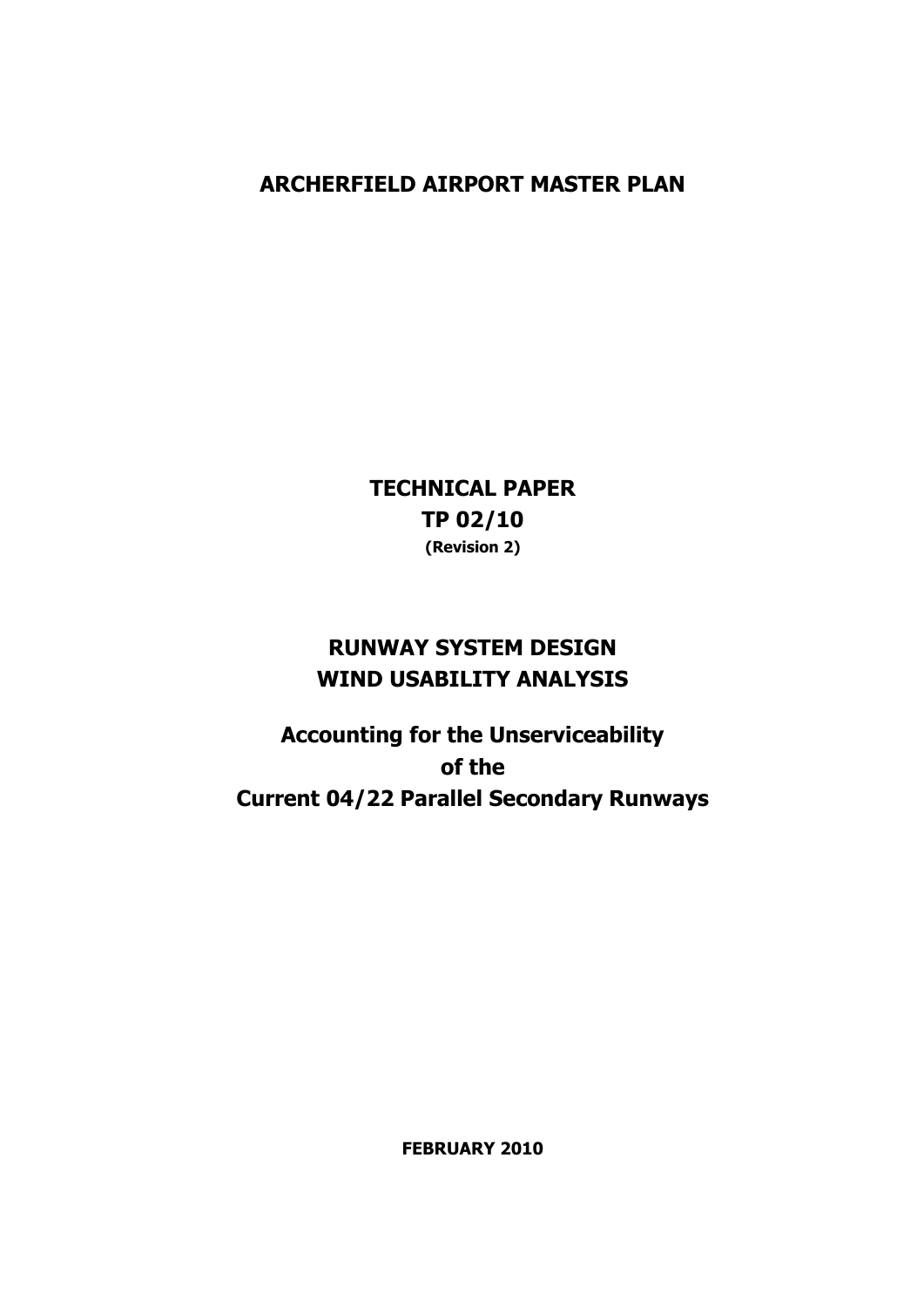# ARCHERFIELD AIRPORT MASTER PLAN

## TECHNICAL PAPER
## TP 02/10
**(Revision 2)**

## RUNWAY SYSTEM DESIGN
## WIND USABILITY ANALYSIS

## Accounting for the Unserviceability of the Current 04/22 Parallel Secondary Runways

**FEBRUARY 2010**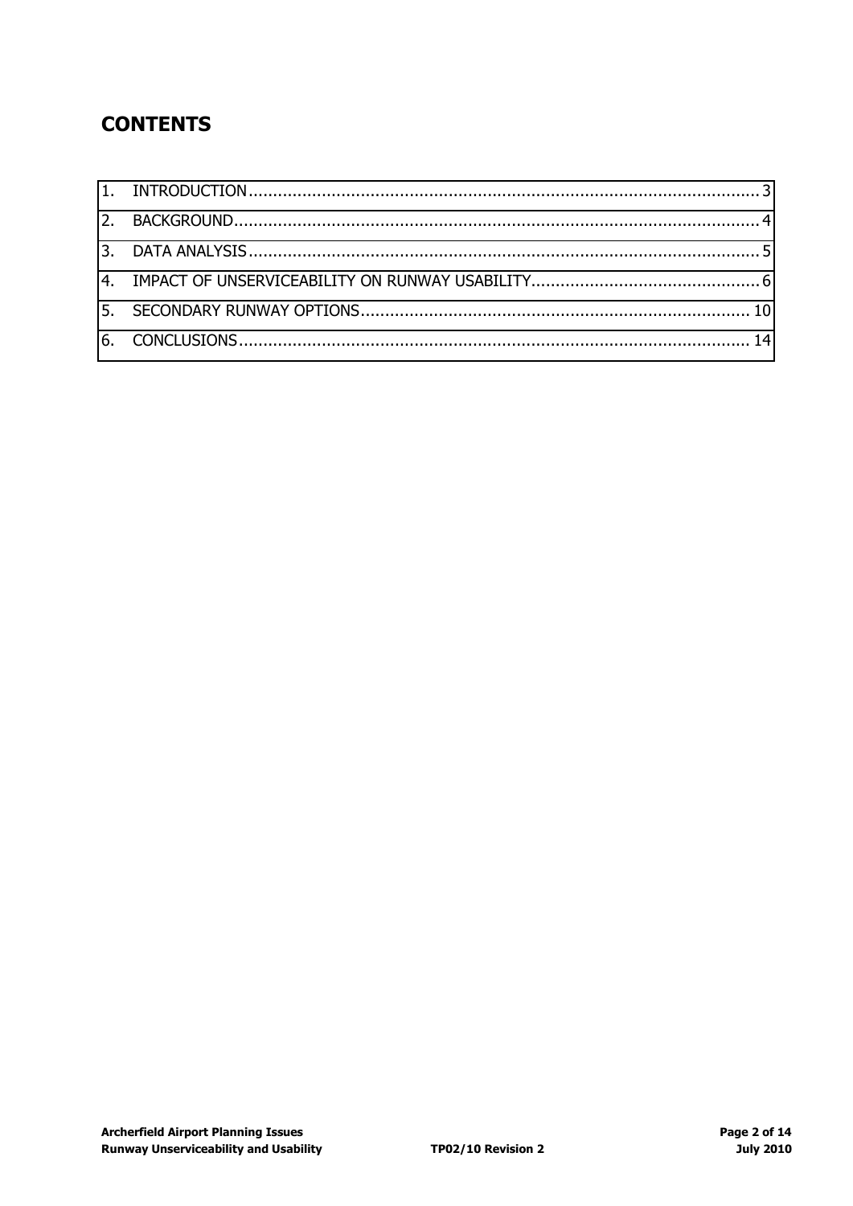# CONTENTS

| | | |
|---|---|---|
| 1. | INTRODUCTION | 3 |
| 2. | BACKGROUND | 4 |
| 3. | DATA ANALYSIS | 5 |
| 4. | IMPACT OF UNSERVICEABILITY ON RUNWAY USABILITY | 6 |
| 5. | SECONDARY RUNWAY OPTIONS | 10 |
| 6. | CONCLUSIONS | 14 |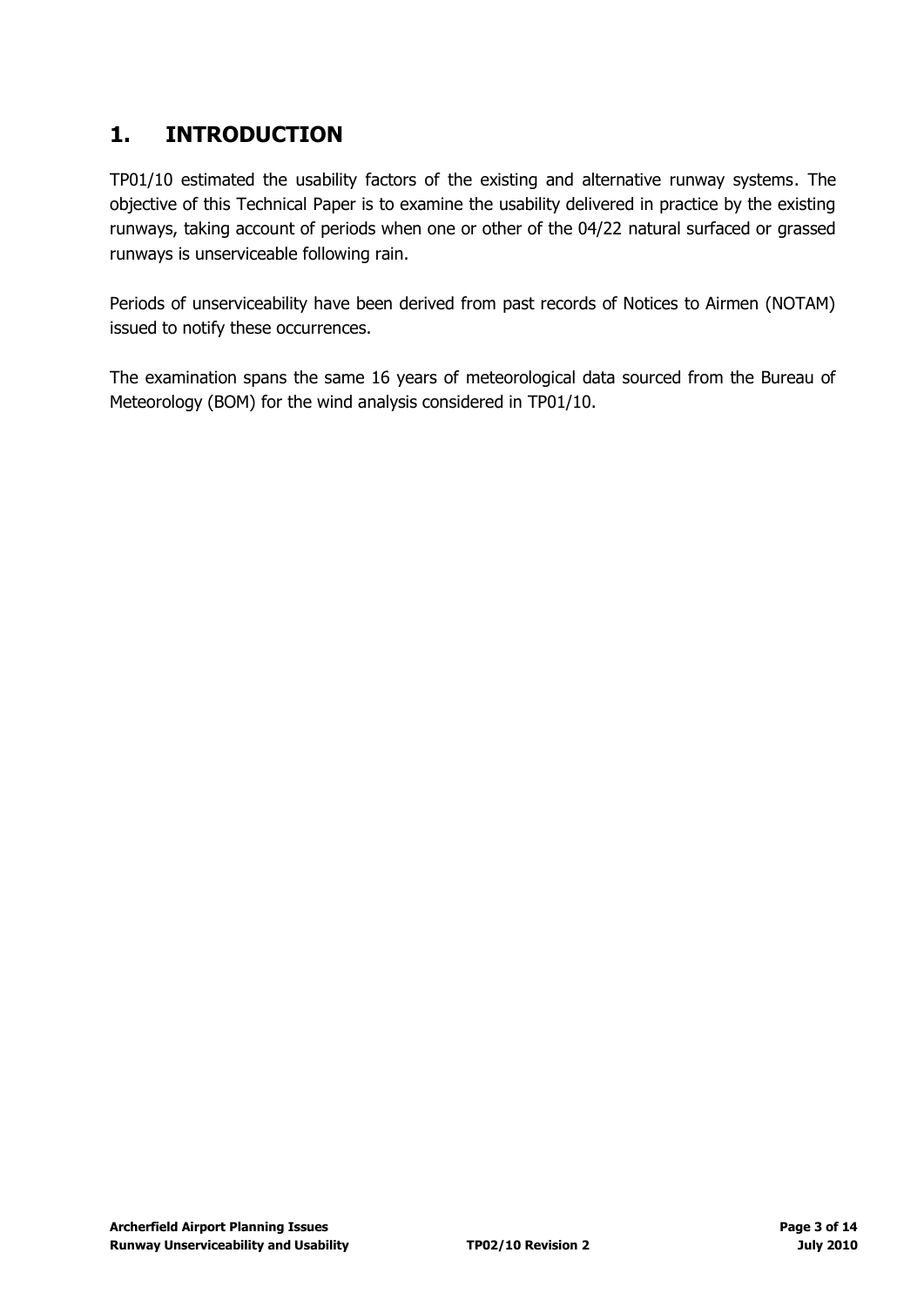# 1. INTRODUCTION

TP01/10 estimated the usability factors of the existing and alternative runway systems. The objective of this Technical Paper is to examine the usability delivered in practice by the existing runways, taking account of periods when one or other of the 04/22 natural surfaced or grassed runways is unserviceable following rain.

Periods of unserviceability have been derived from past records of Notices to Airmen (NOTAM) issued to notify these occurrences.

The examination spans the same 16 years of meteorological data sourced from the Bureau of Meteorology (BOM) for the wind analysis considered in TP01/10.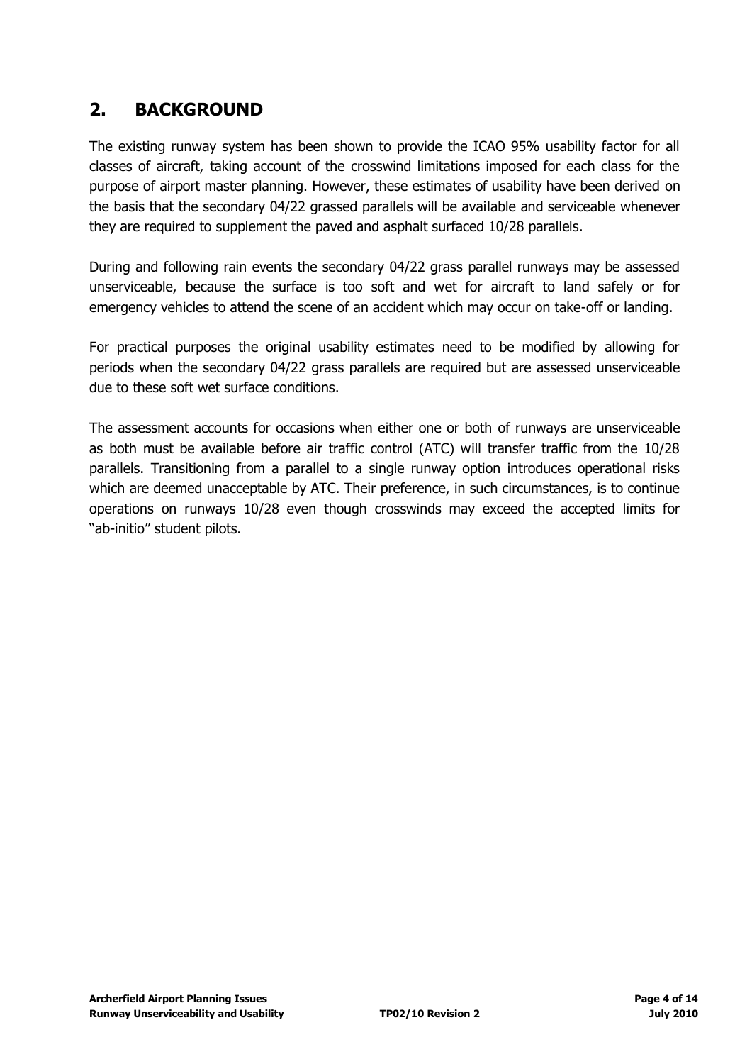## 2. BACKGROUND

The existing runway system has been shown to provide the ICAO 95% usability factor for all classes of aircraft, taking account of the crosswind limitations imposed for each class for the purpose of airport master planning. However, these estimates of usability have been derived on the basis that the secondary 04/22 grassed parallels will be available and serviceable whenever they are required to supplement the paved and asphalt surfaced 10/28 parallels.

During and following rain events the secondary 04/22 grass parallel runways may be assessed unserviceable, because the surface is too soft and wet for aircraft to land safely or for emergency vehicles to attend the scene of an accident which may occur on take-off or landing.

For practical purposes the original usability estimates need to be modified by allowing for periods when the secondary 04/22 grass parallels are required but are assessed unserviceable due to these soft wet surface conditions.

The assessment accounts for occasions when either one or both of runways are unserviceable as both must be available before air traffic control (ATC) will transfer traffic from the 10/28 parallels. Transitioning from a parallel to a single runway option introduces operational risks which are deemed unacceptable by ATC. Their preference, in such circumstances, is to continue operations on runways 10/28 even though crosswinds may exceed the accepted limits for "ab-initio" student pilots.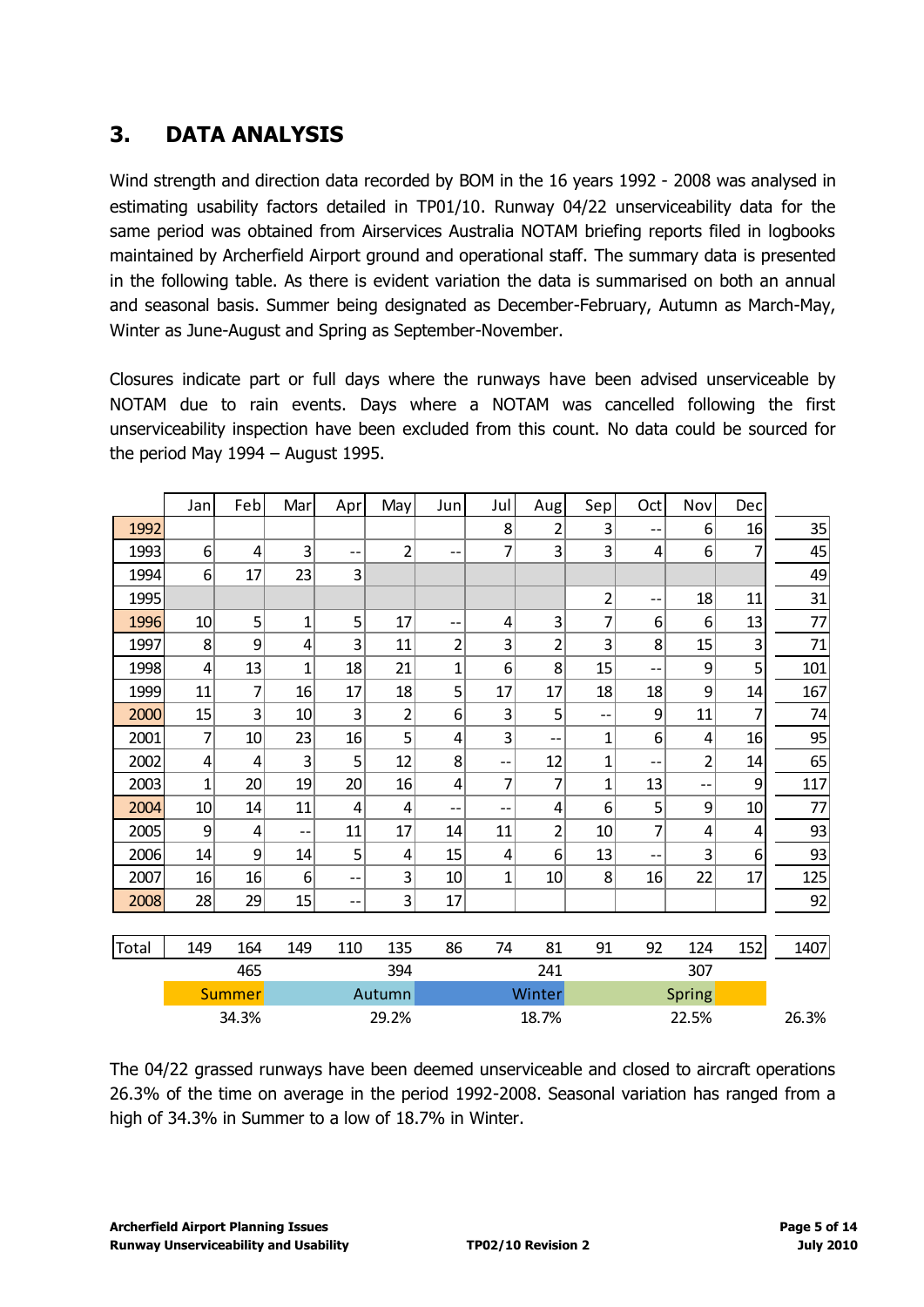## 3. DATA ANALYSIS

Wind strength and direction data recorded by BOM in the 16 years 1992 - 2008 was analysed in estimating usability factors detailed in TP01/10. Runway 04/22 unserviceability data for the same period was obtained from Airservices Australia NOTAM briefing reports filed in logbooks maintained by Archerfield Airport ground and operational staff. The summary data is presented in the following table. As there is evident variation the data is summarised on both an annual and seasonal basis. Summer being designated as December-February, Autumn as March-May, Winter as June-August and Spring as September-November.

Closures indicate part or full days where the runways have been advised unserviceable by NOTAM due to rain events. Days where a NOTAM was cancelled following the first unserviceability inspection have been excluded from this count. No data could be sourced for the period May 1994 – August 1995.

| | Jan | Feb | Mar | Apr | May | Jun | Jul | Aug | Sep | Oct | Nov | Dec | |
|---|---|---|---|---|---|---|---|---|---|---|---|---|---|
| 1992 | | | | | | | 8 | 2 | 3 | -- | 6 | 16 | 35 |
| 1993 | 6 | 4 | 3 | -- | 2 | -- | 7 | 3 | 3 | 4 | 6 | 7 | 45 |
| 1994 | 6 | 17 | 23 | 3 | | | | | | | | | 49 |
| 1995 | | | | | | | | | 2 | -- | 18 | 11 | 31 |
| 1996 | 10 | 5 | 1 | 5 | 17 | -- | 4 | 3 | 7 | 6 | 6 | 13 | 77 |
| 1997 | 8 | 9 | 4 | 3 | 11 | 2 | 3 | 2 | 3 | 8 | 15 | 3 | 71 |
| 1998 | 4 | 13 | 1 | 18 | 21 | 1 | 6 | 8 | 15 | -- | 9 | 5 | 101 |
| 1999 | 11 | 7 | 16 | 17 | 18 | 5 | 17 | 17 | 18 | 18 | 9 | 14 | 167 |
| 2000 | 15 | 3 | 10 | 3 | 2 | 6 | 3 | 5 | -- | 9 | 11 | 7 | 74 |
| 2001 | 7 | 10 | 23 | 16 | 5 | 4 | 3 | -- | 1 | 6 | 4 | 16 | 95 |
| 2002 | 4 | 4 | 3 | 5 | 12 | 8 | -- | 12 | 1 | -- | 2 | 14 | 65 |
| 2003 | 1 | 20 | 19 | 20 | 16 | 4 | 7 | 7 | 1 | 13 | -- | 9 | 117 |
| 2004 | 10 | 14 | 11 | 4 | 4 | -- | -- | 4 | 6 | 5 | 9 | 10 | 77 |
| 2005 | 9 | 4 | -- | 11 | 17 | 14 | 11 | 2 | 10 | 7 | 4 | 4 | 93 |
| 2006 | 14 | 9 | 14 | 5 | 4 | 15 | 4 | 6 | 13 | -- | 3 | 6 | 93 |
| 2007 | 16 | 16 | 6 | -- | 3 | 10 | 1 | 10 | 8 | 16 | 22 | 17 | 125 |
| 2008 | 28 | 29 | 15 | -- | 3 | 17 | | | | | | | 92 |
| Total | 149 | 164 | 149 | 110 | 135 | 86 | 74 | 81 | 91 | 92 | 124 | 152 | 1407 |
| | | 465 | | | 394 | | | 241 | | | 307 | | |
| | | Summer | | | Autumn | | | Winter | | | Spring | | |
| | | 34.3% | | | 29.2% | | | 18.7% | | | 22.5% | | 26.3% |

The 04/22 grassed runways have been deemed unserviceable and closed to aircraft operations 26.3% of the time on average in the period 1992-2008. Seasonal variation has ranged from a high of 34.3% in Summer to a low of 18.7% in Winter.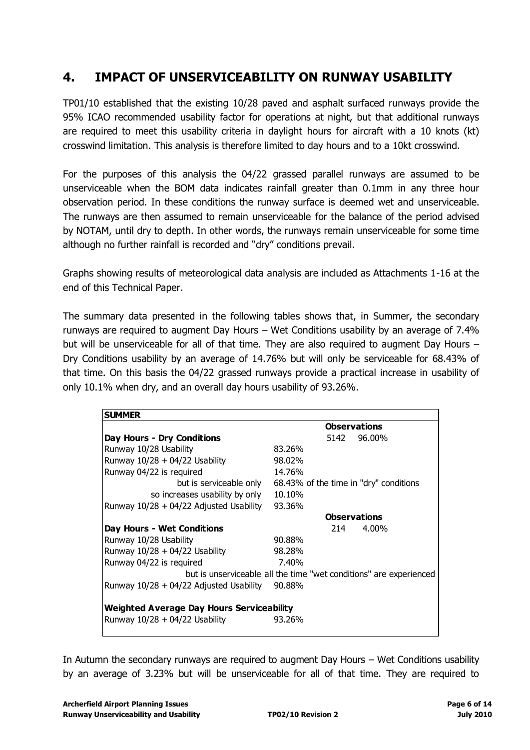## 4. IMPACT OF UNSERVICEABILITY ON RUNWAY USABILITY

TP01/10 established that the existing 10/28 paved and asphalt surfaced runways provide the 95% ICAO recommended usability factor for operations at night, but that additional runways are required to meet this usability criteria in daylight hours for aircraft with a 10 knots (kt) crosswind limitation. This analysis is therefore limited to day hours and to a 10kt crosswind.

For the purposes of this analysis the 04/22 grassed parallel runways are assumed to be unserviceable when the BOM data indicates rainfall greater than 0.1mm in any three hour observation period. In these conditions the runway surface is deemed wet and unserviceable. The runways are then assumed to remain unserviceable for the balance of the period advised by NOTAM, until dry to depth. In other words, the runways remain unserviceable for some time although no further rainfall is recorded and "dry" conditions prevail.

Graphs showing results of meteorological data analysis are included as Attachments 1-16 at the end of this Technical Paper.

The summary data presented in the following tables shows that, in Summer, the secondary runways are required to augment Day Hours – Wet Conditions usability by an average of 7.4% but will be unserviceable for all of that time. They are also required to augment Day Hours – Dry Conditions usability by an average of 14.76% but will only be serviceable for 68.43% of that time. On this basis the 04/22 grassed runways provide a practical increase in usability of only 10.1% when dry, and an overall day hours usability of 93.26%.

| **SUMMER** | | | |
|---|---|---|---|
| | | **Observations** | |
| **Day Hours - Dry Conditions** | | 5142 | 96.00% |
| Runway 10/28 Usability | 83.26% | | |
| Runway 10/28 + 04/22 Usability | 98.02% | | |
| Runway 04/22 is required | 14.76% | | |
| but is serviceable only | 68.43% of the time in "dry" conditions | | |
| so increases usability by only | 10.10% | | |
| Runway 10/28 + 04/22 Adjusted Usability | 93.36% | | |
| | | **Observations** | |
| **Day Hours - Wet Conditions** | | 214 | 4.00% |
| Runway 10/28 Usability | 90.88% | | |
| Runway 10/28 + 04/22 Usability | 98.28% | | |
| Runway 04/22 is required | 7.40% | | |
| | but is unserviceable all the time "wet conditions" are experienced | | |
| Runway 10/28 + 04/22 Adjusted Usability | 90.88% | | |
| **Weighted Average Day Hours Serviceability** | | | |
| Runway 10/28 + 04/22 Usability | 93.26% | | |

In Autumn the secondary runways are required to augment Day Hours – Wet Conditions usability by an average of 3.23% but will be unserviceable for all of that time. They are required to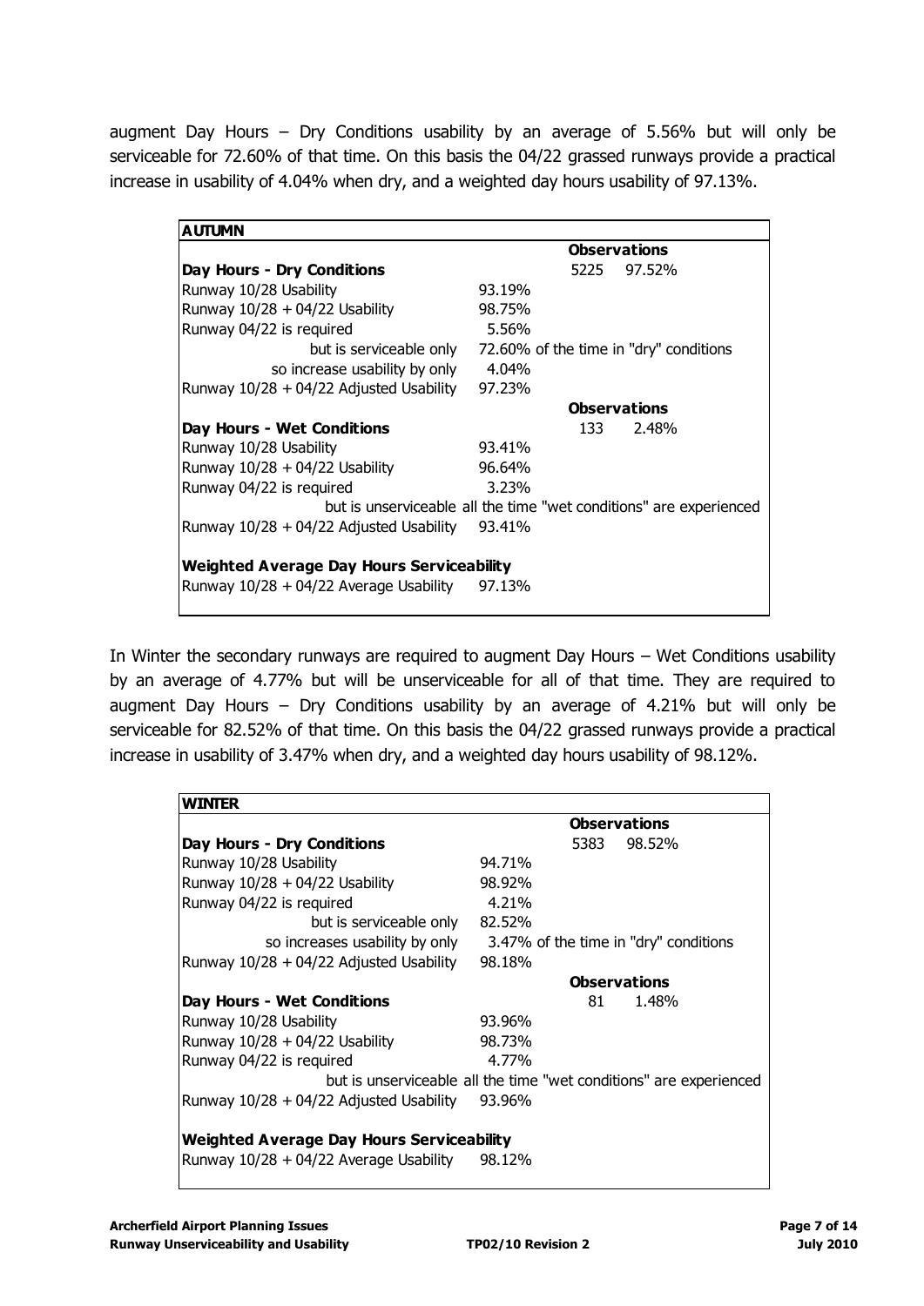augment Day Hours – Dry Conditions usability by an average of 5.56% but will only be serviceable for 72.60% of that time. On this basis the 04/22 grassed runways provide a practical increase in usability of 4.04% when dry, and a weighted day hours usability of 97.13%.

| **AUTUMN** | | | |
|---|---|---|---|
| | | **Observations** | |
| **Day Hours - Dry Conditions** | | 5225 | 97.52% |
| Runway 10/28 Usability | 93.19% | | |
| Runway 10/28 + 04/22 Usability | 98.75% | | |
| Runway 04/22 is required | 5.56% | | |
| but is serviceable only | 72.60% of the time in "dry" conditions | | |
| so increase usability by only | 4.04% | | |
| Runway 10/28 + 04/22 Adjusted Usability | 97.23% | | |
| | | **Observations** | |
| **Day Hours - Wet Conditions** | | 133 | 2.48% |
| Runway 10/28 Usability | 93.41% | | |
| Runway 10/28 + 04/22 Usability | 96.64% | | |
| Runway 04/22 is required | 3.23% | | |
| but is unserviceable all the time "wet conditions" are experienced | | | |
| Runway 10/28 + 04/22 Adjusted Usability | 93.41% | | |
| **Weighted Average Day Hours Serviceability** | | | |
| Runway 10/28 + 04/22 Average Usability | 97.13% | | |

In Winter the secondary runways are required to augment Day Hours – Wet Conditions usability by an average of 4.77% but will be unserviceable for all of that time. They are required to augment Day Hours – Dry Conditions usability by an average of 4.21% but will only be serviceable for 82.52% of that time. On this basis the 04/22 grassed runways provide a practical increase in usability of 3.47% when dry, and a weighted day hours usability of 98.12%.

| **WINTER** | | | |
|---|---|---|---|
| | | **Observations** | |
| **Day Hours - Dry Conditions** | | 5383 | 98.52% |
| Runway 10/28 Usability | 94.71% | | |
| Runway 10/28 + 04/22 Usability | 98.92% | | |
| Runway 04/22 is required | 4.21% | | |
| but is serviceable only | 82.52% | | |
| so increases usability by only | 3.47% of the time in "dry" conditions | | |
| Runway 10/28 + 04/22 Adjusted Usability | 98.18% | | |
| | | **Observations** | |
| **Day Hours - Wet Conditions** | | 81 | 1.48% |
| Runway 10/28 Usability | 93.96% | | |
| Runway 10/28 + 04/22 Usability | 98.73% | | |
| Runway 04/22 is required | 4.77% | | |
| but is unserviceable all the time "wet conditions" are experienced | | | |
| Runway 10/28 + 04/22 Adjusted Usability | 93.96% | | |
| **Weighted Average Day Hours Serviceability** | | | |
| Runway 10/28 + 04/22 Average Usability | 98.12% | | |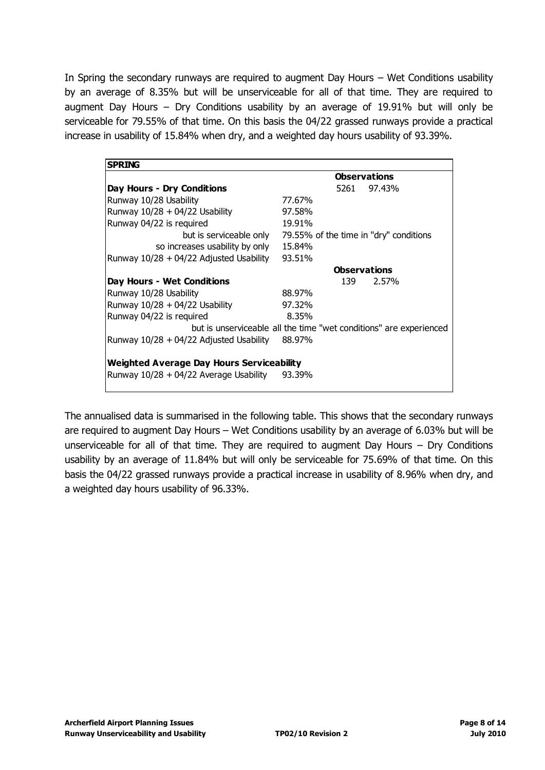In Spring the secondary runways are required to augment Day Hours – Wet Conditions usability by an average of 8.35% but will be unserviceable for all of that time. They are required to augment Day Hours – Dry Conditions usability by an average of 19.91% but will only be serviceable for 79.55% of that time. On this basis the 04/22 grassed runways provide a practical increase in usability of 15.84% when dry, and a weighted day hours usability of 93.39%.

| **SPRING** | | | |
|---|---|---|---|
| | | **Observations** | |
| **Day Hours - Dry Conditions** | | 5261 | 97.43% |
| Runway 10/28 Usability | 77.67% | | |
| Runway 10/28 + 04/22 Usability | 97.58% | | |
| Runway 04/22 is required | 19.91% | | |
| but is serviceable only | 79.55% of the time in "dry" conditions | | |
| so increases usability by only | 15.84% | | |
| Runway 10/28 + 04/22 Adjusted Usability | 93.51% | | |
| | | **Observations** | |
| **Day Hours - Wet Conditions** | | 139 | 2.57% |
| Runway 10/28 Usability | 88.97% | | |
| Runway 10/28 + 04/22 Usability | 97.32% | | |
| Runway 04/22 is required | 8.35% | | |
| | but is unserviceable all the time "wet conditions" are experienced | | |
| Runway 10/28 + 04/22 Adjusted Usability | 88.97% | | |
| **Weighted Average Day Hours Serviceability** | | | |
| Runway 10/28 + 04/22 Average Usability | 93.39% | | |

The annualised data is summarised in the following table. This shows that the secondary runways are required to augment Day Hours – Wet Conditions usability by an average of 6.03% but will be unserviceable for all of that time. They are required to augment Day Hours – Dry Conditions usability by an average of 11.84% but will only be serviceable for 75.69% of that time. On this basis the 04/22 grassed runways provide a practical increase in usability of 8.96% when dry, and a weighted day hours usability of 96.33%.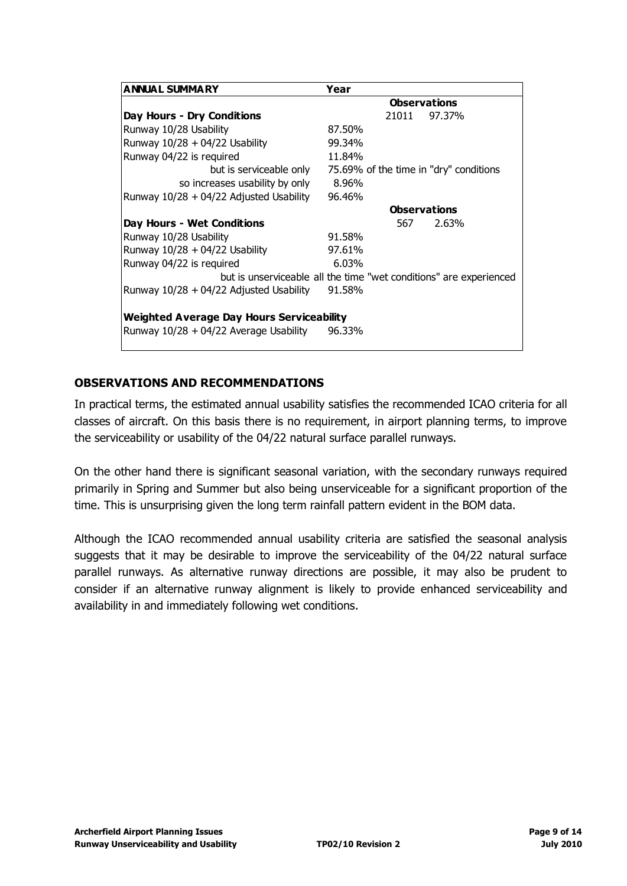| ANNUAL SUMMARY | Year | | |
|---|---|---|---|
| | | Observations | |
| **Day Hours - Dry Conditions** | | 21011 | 97.37% |
| Runway 10/28 Usability | 87.50% | | |
| Runway 10/28 + 04/22 Usability | 99.34% | | |
| Runway 04/22 is required | 11.84% | | |
| but is serviceable only | 75.69% of the time in "dry" conditions | | |
| so increases usability by only | 8.96% | | |
| Runway 10/28 + 04/22 Adjusted Usability | 96.46% | | |
| | | Observations | |
| **Day Hours - Wet Conditions** | | 567 | 2.63% |
| Runway 10/28 Usability | 91.58% | | |
| Runway 10/28 + 04/22 Usability | 97.61% | | |
| Runway 04/22 is required | 6.03% | | |
| but is unserviceable all the time "wet conditions" are experienced | | | |
| Runway 10/28 + 04/22 Adjusted Usability | 91.58% | | |
| **Weighted Average Day Hours Serviceability** | | | |
| Runway 10/28 + 04/22 Average Usability | 96.33% | | |

## OBSERVATIONS AND RECOMMENDATIONS

In practical terms, the estimated annual usability satisfies the recommended ICAO criteria for all classes of aircraft. On this basis there is no requirement, in airport planning terms, to improve the serviceability or usability of the 04/22 natural surface parallel runways.

On the other hand there is significant seasonal variation, with the secondary runways required primarily in Spring and Summer but also being unserviceable for a significant proportion of the time. This is unsurprising given the long term rainfall pattern evident in the BOM data.

Although the ICAO recommended annual usability criteria are satisfied the seasonal analysis suggests that it may be desirable to improve the serviceability of the 04/22 natural surface parallel runways. As alternative runway directions are possible, it may also be prudent to consider if an alternative runway alignment is likely to provide enhanced serviceability and availability in and immediately following wet conditions.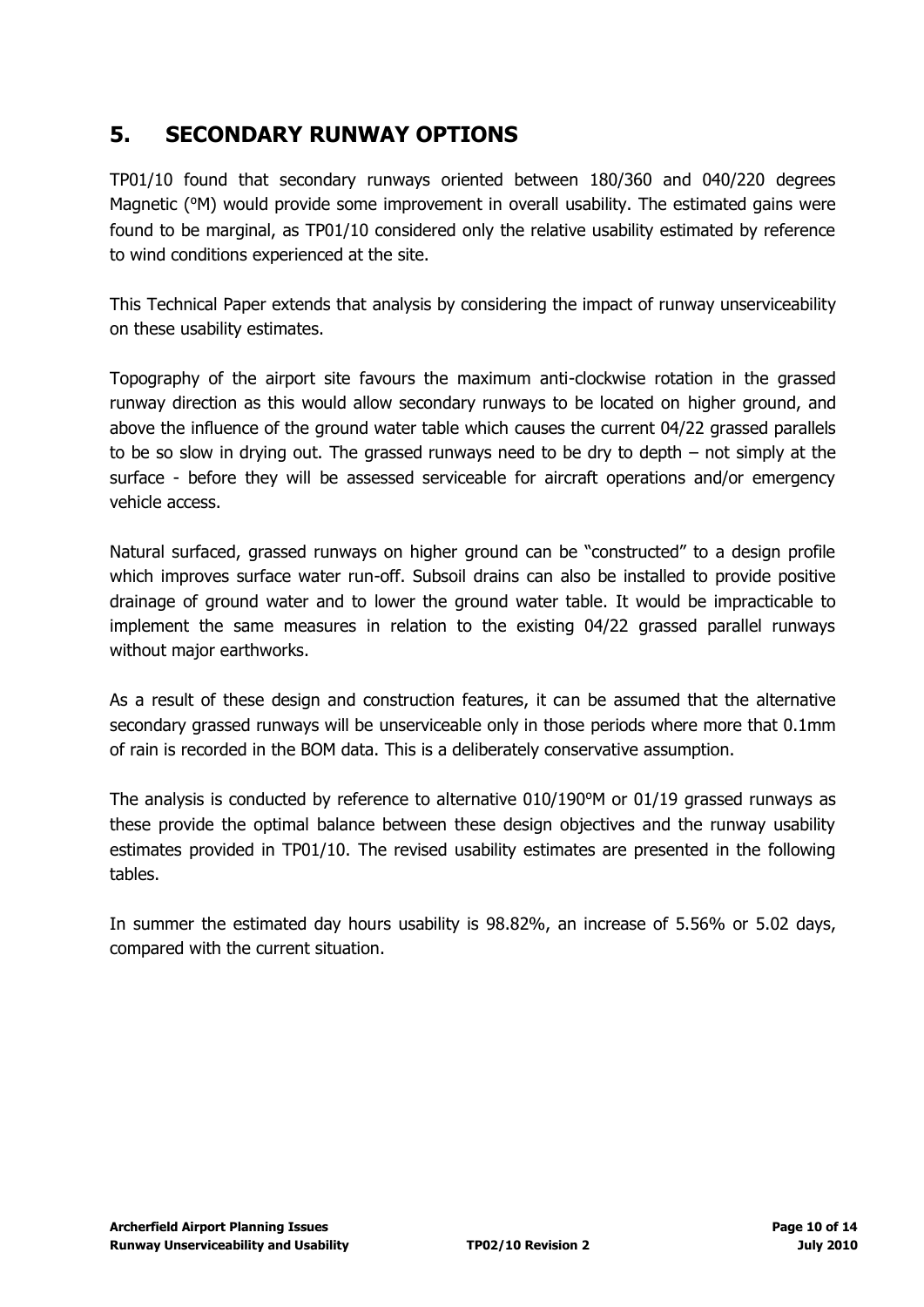## 5. SECONDARY RUNWAY OPTIONS

TP01/10 found that secondary runways oriented between 180/360 and 040/220 degrees Magnetic (ºM) would provide some improvement in overall usability. The estimated gains were found to be marginal, as TP01/10 considered only the relative usability estimated by reference to wind conditions experienced at the site.

This Technical Paper extends that analysis by considering the impact of runway unserviceability on these usability estimates.

Topography of the airport site favours the maximum anti-clockwise rotation in the grassed runway direction as this would allow secondary runways to be located on higher ground, and above the influence of the ground water table which causes the current 04/22 grassed parallels to be so slow in drying out. The grassed runways need to be dry to depth – not simply at the surface - before they will be assessed serviceable for aircraft operations and/or emergency vehicle access.

Natural surfaced, grassed runways on higher ground can be "constructed" to a design profile which improves surface water run-off. Subsoil drains can also be installed to provide positive drainage of ground water and to lower the ground water table. It would be impracticable to implement the same measures in relation to the existing 04/22 grassed parallel runways without major earthworks.

As a result of these design and construction features, it can be assumed that the alternative secondary grassed runways will be unserviceable only in those periods where more that 0.1mm of rain is recorded in the BOM data. This is a deliberately conservative assumption.

The analysis is conducted by reference to alternative 010/190ºM or 01/19 grassed runways as these provide the optimal balance between these design objectives and the runway usability estimates provided in TP01/10. The revised usability estimates are presented in the following tables.

In summer the estimated day hours usability is 98.82%, an increase of 5.56% or 5.02 days, compared with the current situation.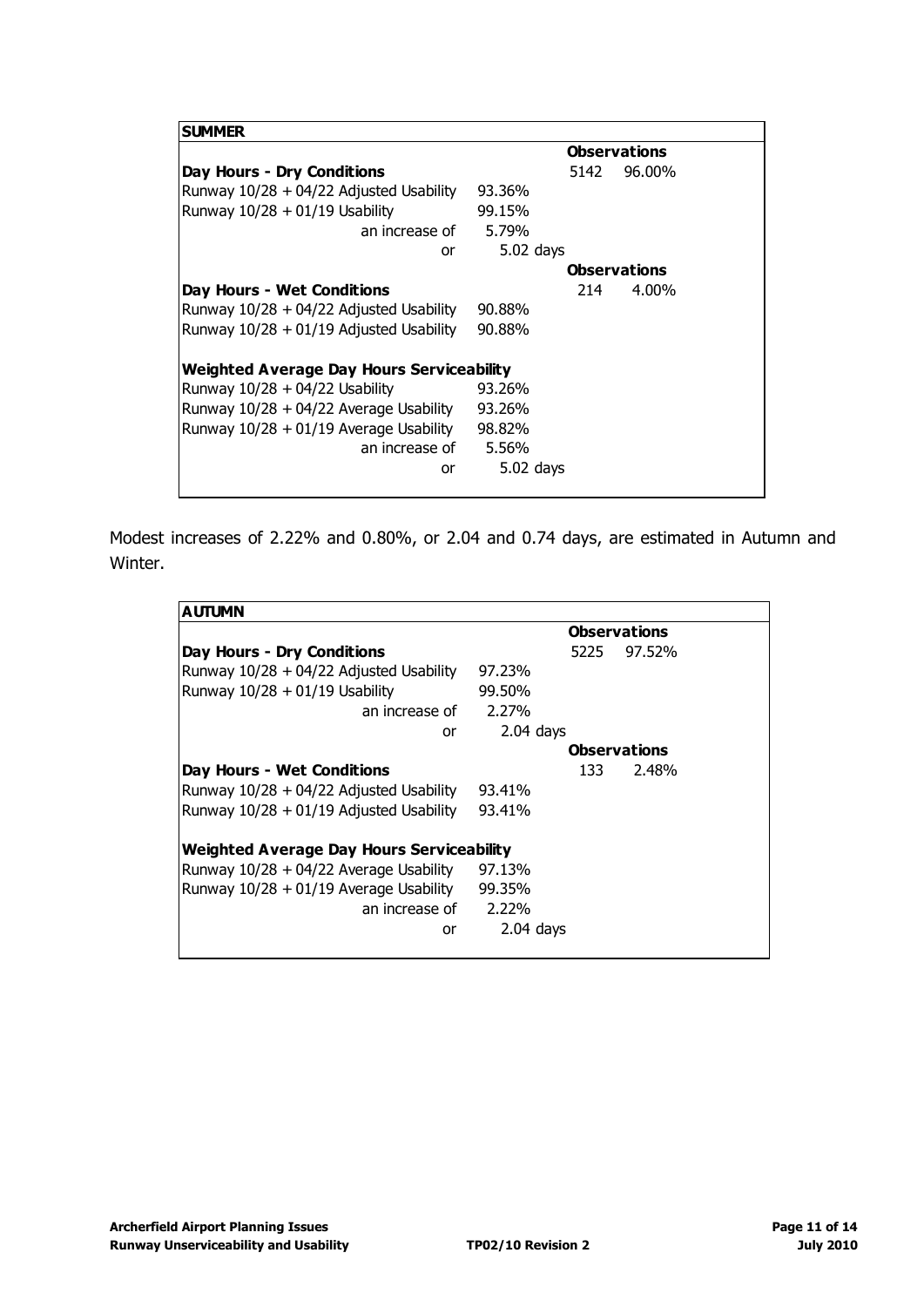| SUMMER | | | |
|---|---|---|---|
| | | **Observations** | |
| **Day Hours - Dry Conditions** | | 5142 | 96.00% |
| Runway 10/28 + 04/22 Adjusted Usability | 93.36% | | |
| Runway 10/28 + 01/19 Usability | 99.15% | | |
| an increase of | 5.79% | | |
| or | 5.02 days | | |
| | | **Observations** | |
| **Day Hours - Wet Conditions** | | 214 | 4.00% |
| Runway 10/28 + 04/22 Adjusted Usability | 90.88% | | |
| Runway 10/28 + 01/19 Adjusted Usability | 90.88% | | |
| | | | |
| **Weighted Average Day Hours Serviceability** | | | |
| Runway 10/28 + 04/22 Usability | 93.26% | | |
| Runway 10/28 + 04/22 Average Usability | 93.26% | | |
| Runway 10/28 + 01/19 Average Usability | 98.82% | | |
| an increase of | 5.56% | | |
| or | 5.02 days | | |

Modest increases of 2.22% and 0.80%, or 2.04 and 0.74 days, are estimated in Autumn and Winter.

| AUTUMN | | | |
|---|---|---|---|
| | | **Observations** | |
| **Day Hours - Dry Conditions** | | 5225 | 97.52% |
| Runway 10/28 + 04/22 Adjusted Usability | 97.23% | | |
| Runway 10/28 + 01/19 Usability | 99.50% | | |
| an increase of | 2.27% | | |
| or | 2.04 days | | |
| | | **Observations** | |
| **Day Hours - Wet Conditions** | | 133 | 2.48% |
| Runway 10/28 + 04/22 Adjusted Usability | 93.41% | | |
| Runway 10/28 + 01/19 Adjusted Usability | 93.41% | | |
| | | | |
| **Weighted Average Day Hours Serviceability** | | | |
| Runway 10/28 + 04/22 Average Usability | 97.13% | | |
| Runway 10/28 + 01/19 Average Usability | 99.35% | | |
| an increase of | 2.22% | | |
| or | 2.04 days | | |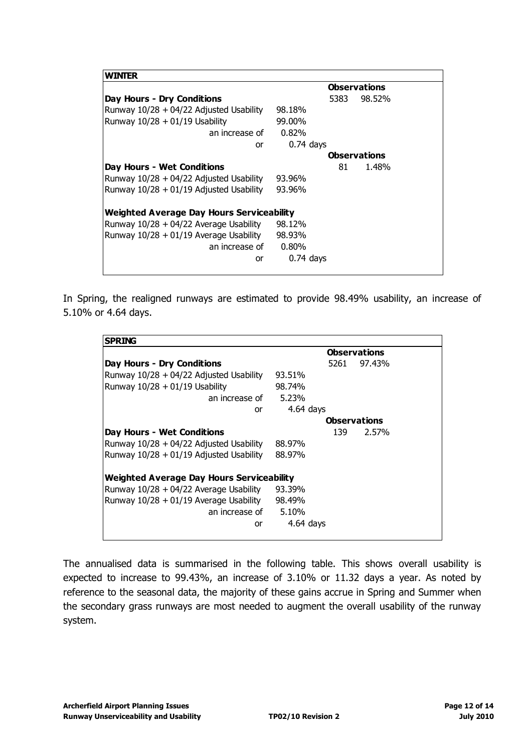| WINTER | | | |
|---|---|---|---|
| | | Observations | |
| **Day Hours - Dry Conditions** | | 5383 | 98.52% |
| Runway 10/28 + 04/22 Adjusted Usability | 98.18% | | |
| Runway 10/28 + 01/19 Usability | 99.00% | | |
| an increase of | 0.82% | | |
| or | 0.74 days | | |
| | | Observations | |
| **Day Hours - Wet Conditions** | | 81 | 1.48% |
| Runway 10/28 + 04/22 Adjusted Usability | 93.96% | | |
| Runway 10/28 + 01/19 Adjusted Usability | 93.96% | | |
| **Weighted Average Day Hours Serviceability** | | | |
| Runway 10/28 + 04/22 Average Usability | 98.12% | | |
| Runway 10/28 + 01/19 Average Usability | 98.93% | | |
| an increase of | 0.80% | | |
| or | 0.74 days | | |

In Spring, the realigned runways are estimated to provide 98.49% usability, an increase of 5.10% or 4.64 days.

| SPRING | | | |
|---|---|---|---|
| | | Observations | |
| **Day Hours - Dry Conditions** | | 5261 | 97.43% |
| Runway 10/28 + 04/22 Adjusted Usability | 93.51% | | |
| Runway 10/28 + 01/19 Usability | 98.74% | | |
| an increase of | 5.23% | | |
| or | 4.64 days | | |
| | | Observations | |
| **Day Hours - Wet Conditions** | | 139 | 2.57% |
| Runway 10/28 + 04/22 Adjusted Usability | 88.97% | | |
| Runway 10/28 + 01/19 Adjusted Usability | 88.97% | | |
| **Weighted Average Day Hours Serviceability** | | | |
| Runway 10/28 + 04/22 Average Usability | 93.39% | | |
| Runway 10/28 + 01/19 Average Usability | 98.49% | | |
| an increase of | 5.10% | | |
| or | 4.64 days | | |

The annualised data is summarised in the following table. This shows overall usability is expected to increase to 99.43%, an increase of 3.10% or 11.32 days a year. As noted by reference to the seasonal data, the majority of these gains accrue in Spring and Summer when the secondary grass runways are most needed to augment the overall usability of the runway system.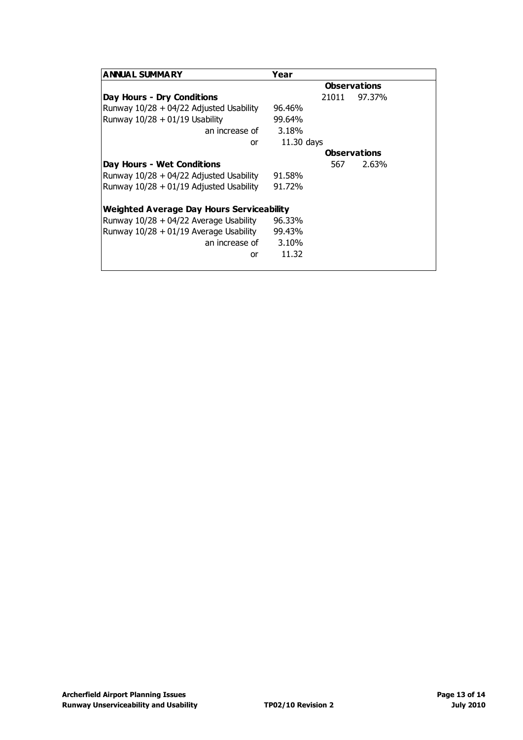| **ANNUAL SUMMARY** | **Year** | | |
|---|---|---|---|
| | | **Observations** | |
| **Day Hours - Dry Conditions** | | 21011 | 97.37% |
| Runway 10/28 + 04/22 Adjusted Usability | 96.46% | | |
| Runway 10/28 + 01/19 Usability | 99.64% | | |
| an increase of | 3.18% | | |
| or | 11.30 days | | |
| | | **Observations** | |
| **Day Hours - Wet Conditions** | | 567 | 2.63% |
| Runway 10/28 + 04/22 Adjusted Usability | 91.58% | | |
| Runway 10/28 + 01/19 Adjusted Usability | 91.72% | | |
| | | | |
| **Weighted Average Day Hours Serviceability** | | | |
| Runway 10/28 + 04/22 Average Usability | 96.33% | | |
| Runway 10/28 + 01/19 Average Usability | 99.43% | | |
| an increase of | 3.10% | | |
| or | 11.32 | | |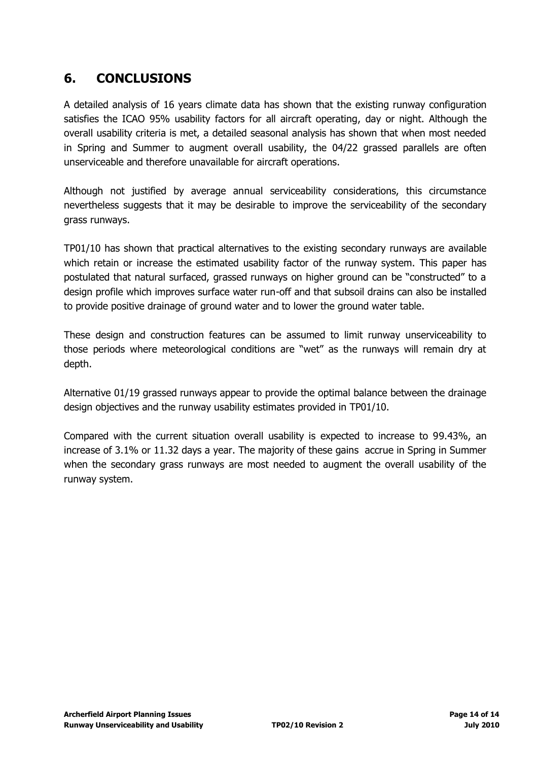## 6. CONCLUSIONS

A detailed analysis of 16 years climate data has shown that the existing runway configuration satisfies the ICAO 95% usability factors for all aircraft operating, day or night. Although the overall usability criteria is met, a detailed seasonal analysis has shown that when most needed in Spring and Summer to augment overall usability, the 04/22 grassed parallels are often unserviceable and therefore unavailable for aircraft operations.

Although not justified by average annual serviceability considerations, this circumstance nevertheless suggests that it may be desirable to improve the serviceability of the secondary grass runways.

TP01/10 has shown that practical alternatives to the existing secondary runways are available which retain or increase the estimated usability factor of the runway system. This paper has postulated that natural surfaced, grassed runways on higher ground can be "constructed" to a design profile which improves surface water run-off and that subsoil drains can also be installed to provide positive drainage of ground water and to lower the ground water table.

These design and construction features can be assumed to limit runway unserviceability to those periods where meteorological conditions are "wet" as the runways will remain dry at depth.

Alternative 01/19 grassed runways appear to provide the optimal balance between the drainage design objectives and the runway usability estimates provided in TP01/10.

Compared with the current situation overall usability is expected to increase to 99.43%, an increase of 3.1% or 11.32 days a year. The majority of these gains accrue in Spring in Summer when the secondary grass runways are most needed to augment the overall usability of the runway system.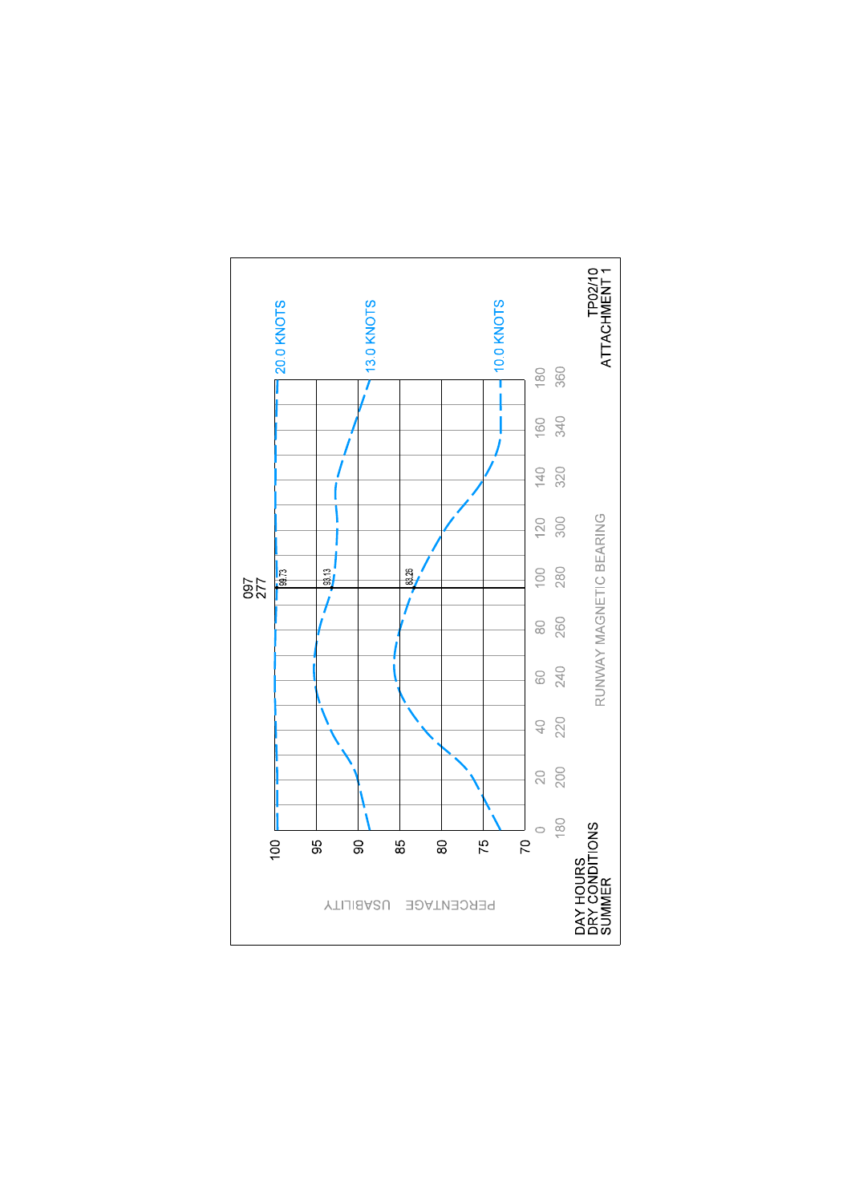097
277

PERCENTAGE USABILITY

| | |
|---|---|
| 100 | 20.0 KNOTS |
| 95 | |
| 90 | 13.0 KNOTS |
| 85 | |
| 80 | |
| 75 | 10.0 KNOTS |
| 70 | |

99.73

93.13

83.26

0 20 40 60 80 100 120 140 160 180

180 200 220 240 260 280 300 320 340 360

RUNWAY MAGNETIC BEARING

DAY HOURS
DRY CONDITIONS
SUMMER

TP02/10
ATTACHMENT 1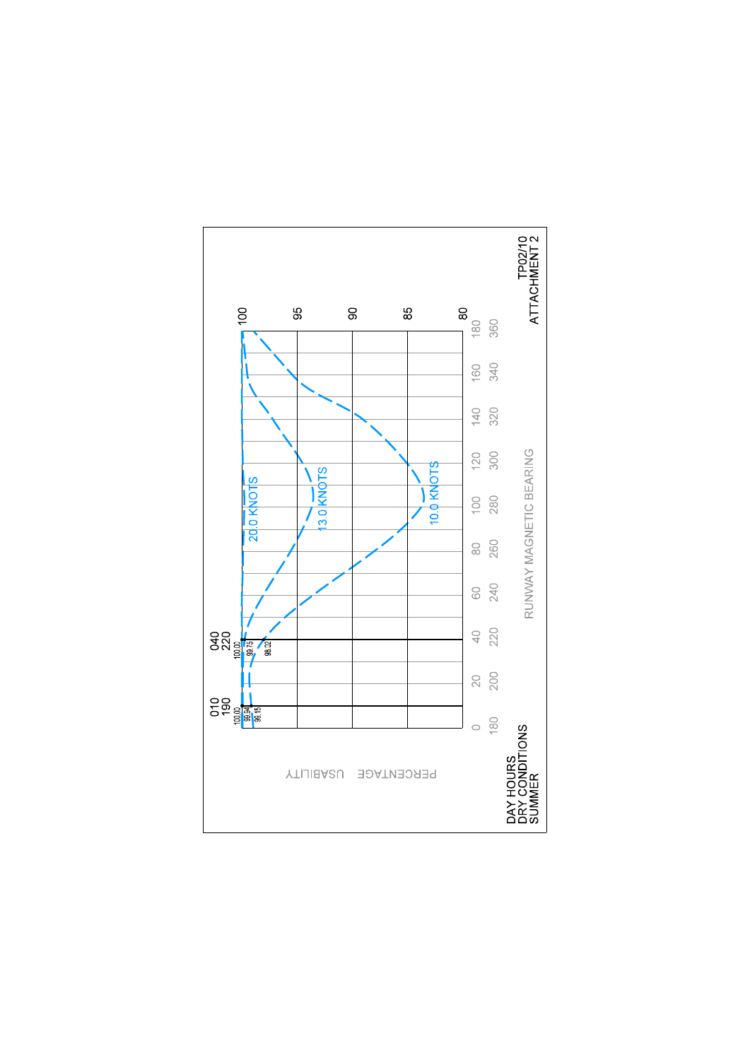PERCENTAGE USABILITY

100
95
90
85
80

010
190

040
220

100.00
99.94
99.15

100.00
99.75
98.22

20.0 KNOTS

13.0 KNOTS

10.0 KNOTS

0 20 40 60 80 100 120 140 160 180

180 200 220 240 260 280 300 320 340 360

RUNWAY MAGNETIC BEARING

DAY HOURS
DRY CONDITIONS
SUMMER

TP02/10
ATTACHMENT 2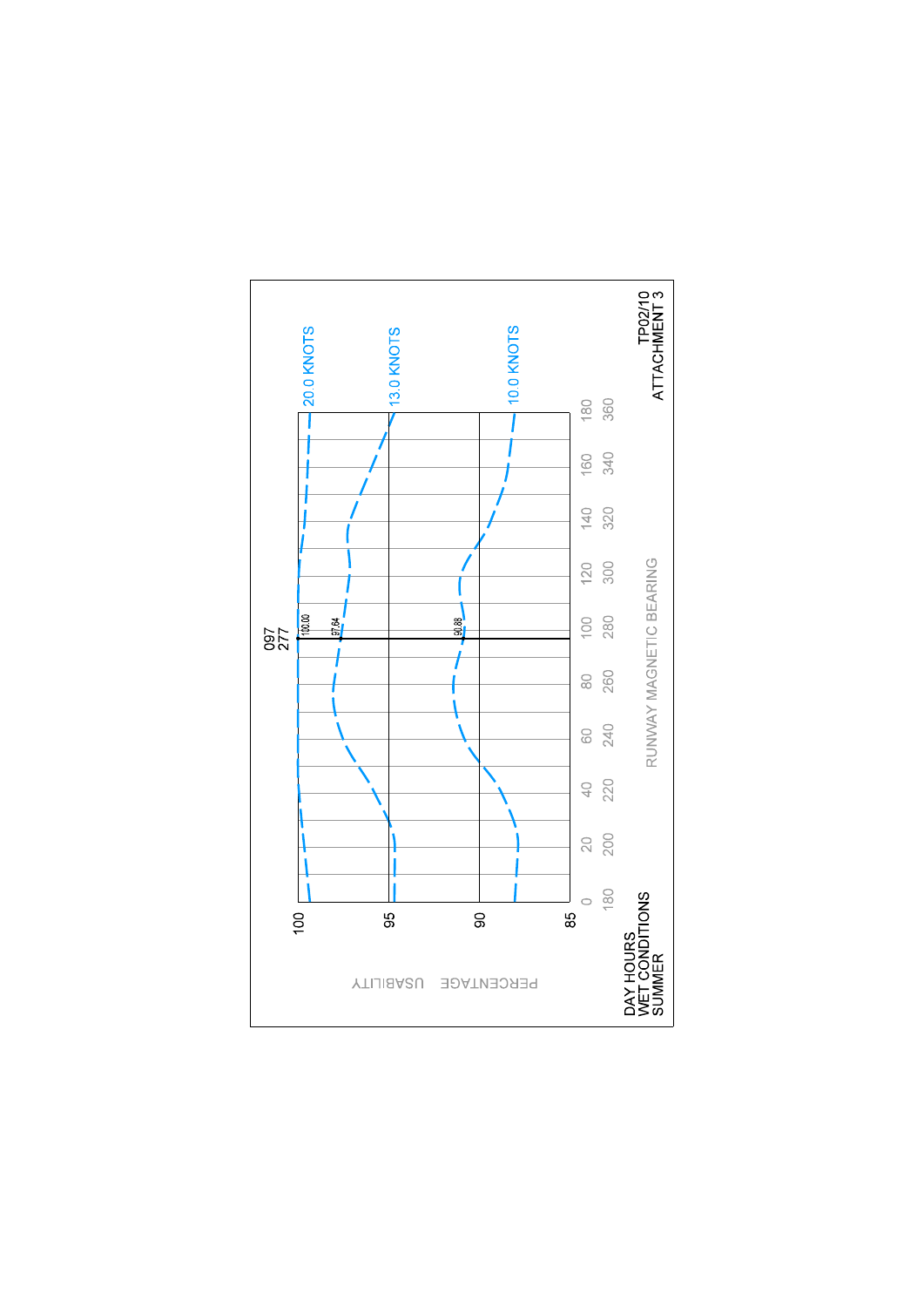DAY HOURS
WET CONDITIONS
SUMMER

PERCENTAGE USABILITY

100
95
90
85

0 20 40 60 80 100 120 140 160 180
180 200 220 240 260 280 300 320 340 360

RUNWAY MAGNETIC BEARING

097
277

100.00
97.64
90.88

20.0 KNOTS
13.0 KNOTS
10.0 KNOTS

TP02/10
ATTACHMENT 3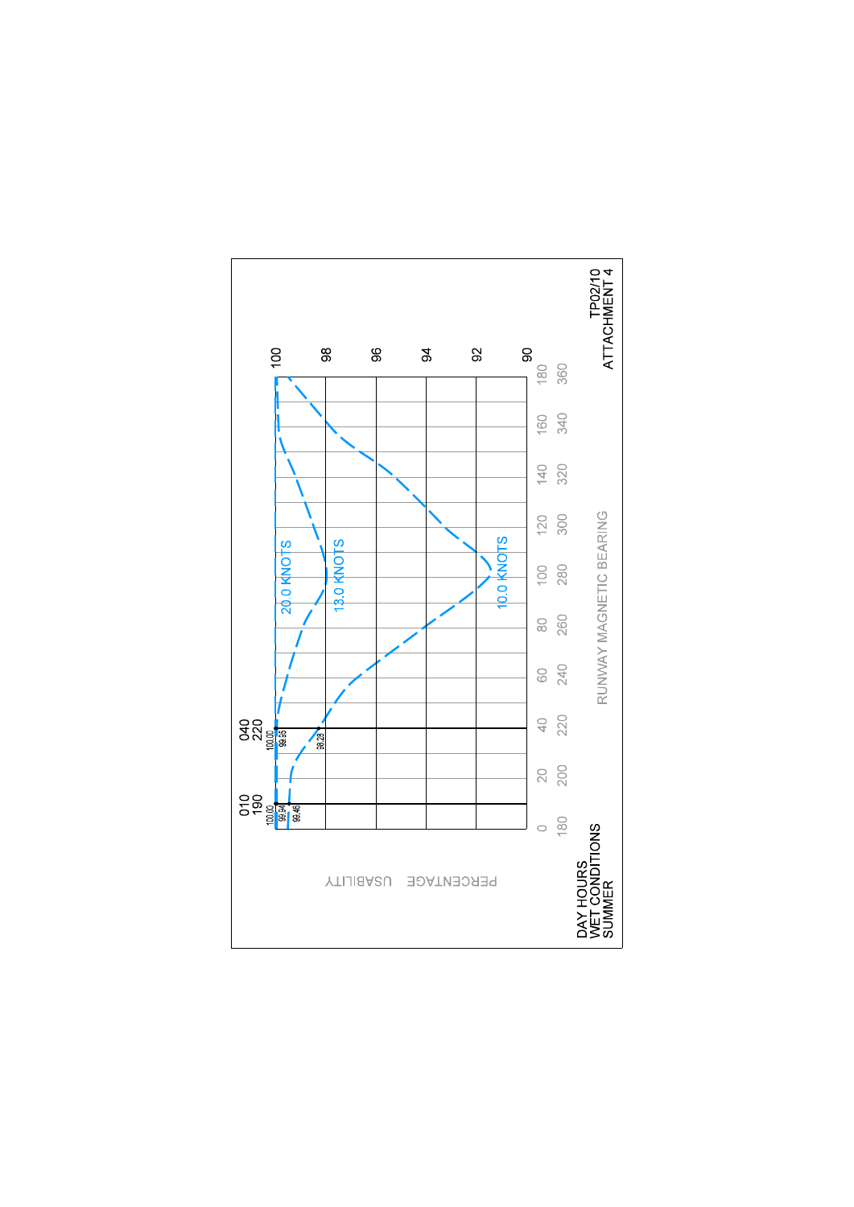TP02/10
ATTACHMENT 4

DAY HOURS
WET CONDITIONS
SUMMER

PERCENTAGE USABILITY

RUNWAY MAGNETIC BEARING

| Runway magnetic bearing | | 20.0 KNOTS | 13.0 KNOTS | 10.0 KNOTS |
|---|---|---|---|---|
| 010 | 190 | 100.00 | 99.94 | 99.46 |
| 040 | 220 | 100.00 | 99.95 | 98.28 |

Horizontal axis (runway magnetic bearing): 0 / 180, 20 / 200, 40 / 220, 60 / 240, 80 / 260, 100 / 280, 120 / 300, 140 / 320, 160 / 340, 180 / 360

Vertical axis (percentage usability): 90, 92, 94, 96, 98, 100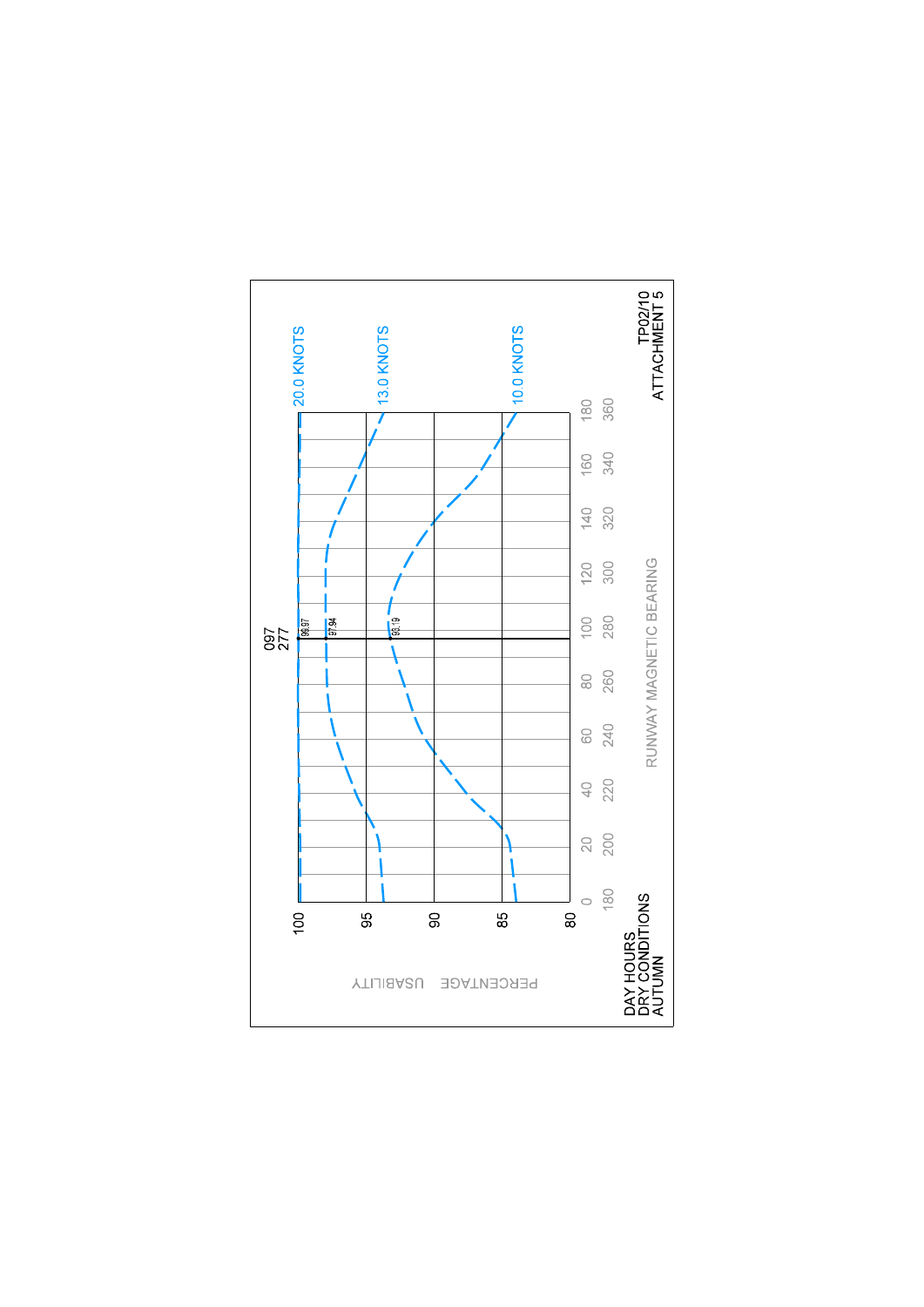TP02/10
ATTACHMENT 5

DAY HOURS
DRY CONDITIONS
AUTUMN

PERCENTAGE USABILITY

RUNWAY MAGNETIC BEARING

097
277

20.0 KNOTS

13.0 KNOTS

10.0 KNOTS

99.97

97.94

93.19

| Percentage usability | Runway magnetic bearing |
| --- | --- |
| 100 | 0 / 180 |
| 95 | 20 / 200 |
| 90 | 40 / 220 |
| 85 | 60 / 240 |
| 80 | 80 / 260 |
| | 100 / 280 |
| | 120 / 300 |
| | 140 / 320 |
| | 160 / 340 |
| | 180 / 360 |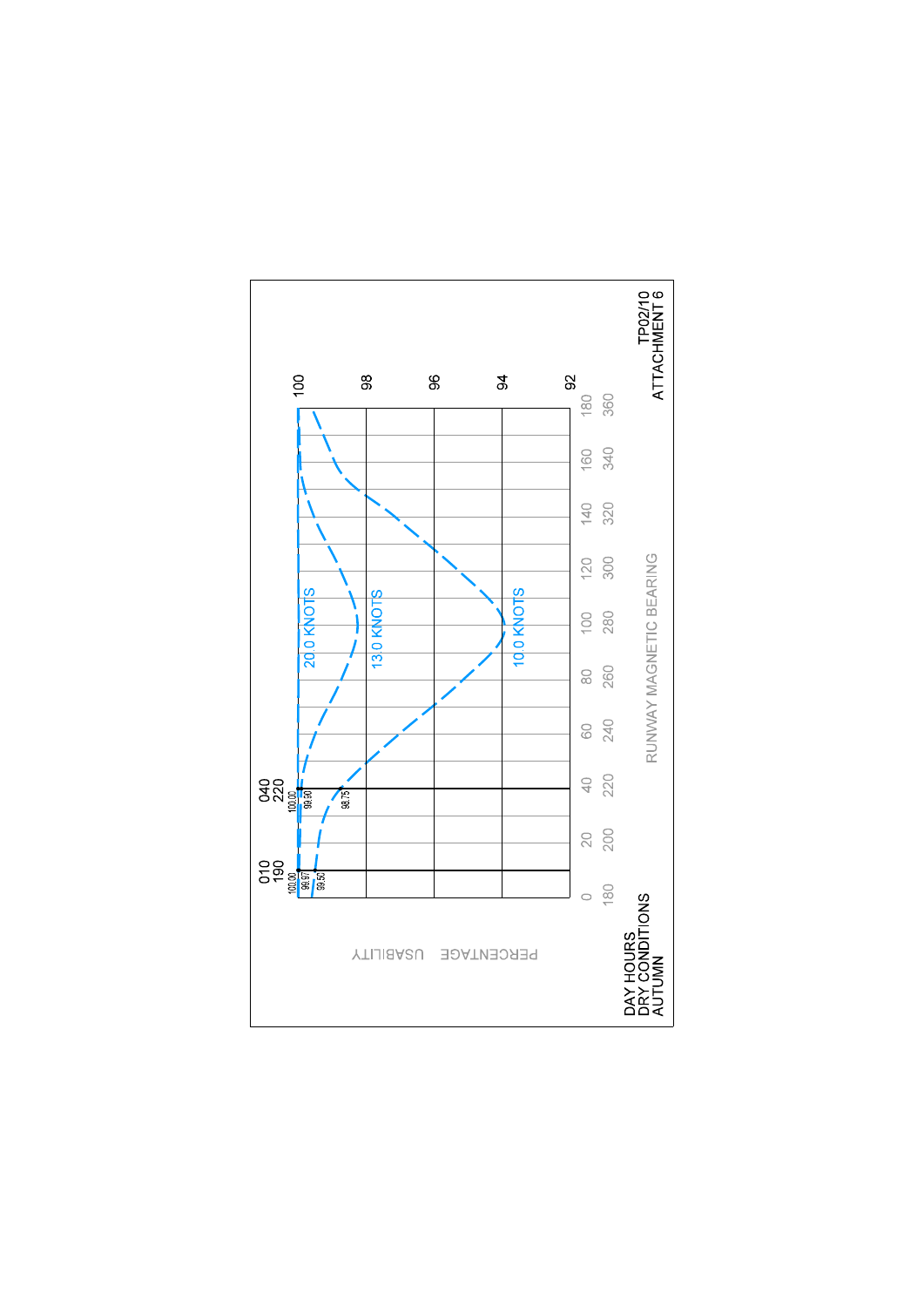TP02/10
ATTACHMENT 6

DAY HOURS
DRY CONDITIONS
AUTUMN

PERCENTAGE USABILITY

RUNWAY MAGNETIC BEARING

| | 010 / 190 | 040 / 220 |
|---|---|---|
| 20.0 KNOTS | 100.00 | 100.00 |
| 13.0 KNOTS | 99.97 | 99.90 |
| 10.0 KNOTS | 99.50 | 98.75 |

Percentage usability axis: 100, 98, 96, 94, 92

Runway magnetic bearing axis: 0/180, 20/200, 40/220, 60/240, 80/260, 100/280, 120/300, 140/320, 160/340, 180/360

Curves: 20.0 KNOTS, 13.0 KNOTS, 10.0 KNOTS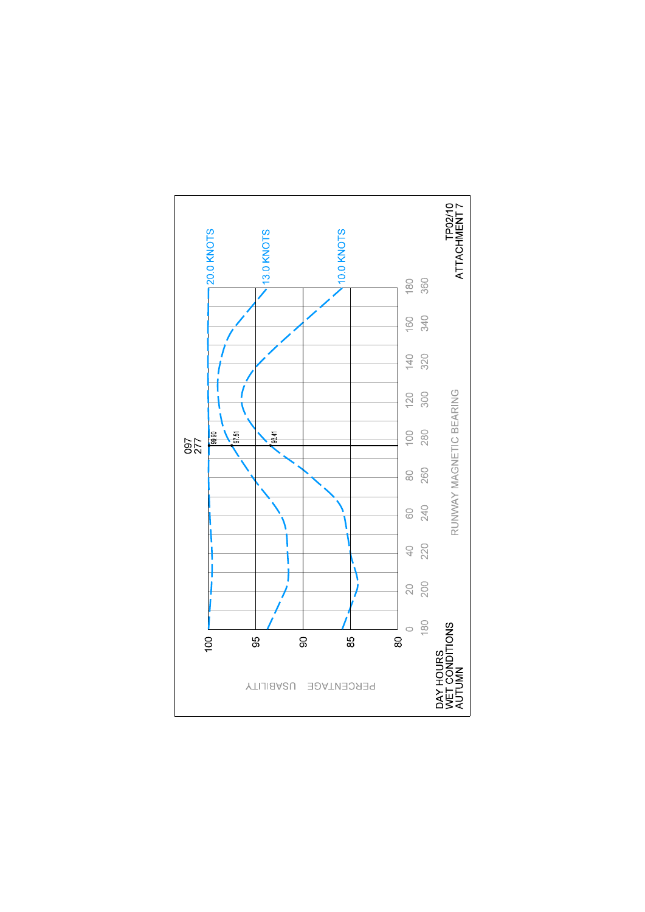DAY HOURS
WET CONDITIONS
AUTUMN

TP02/10
ATTACHMENT 7

PERCENTAGE USABILITY

RUNWAY MAGNETIC BEARING

097
277

20.0 KNOTS

13.0 KNOTS

10.0 KNOTS

99.90

97.51

93.41

100
95
90
85
80

0 20 40 60 80 100 120 140 160 180

180 200 220 240 260 280 300 320 340 360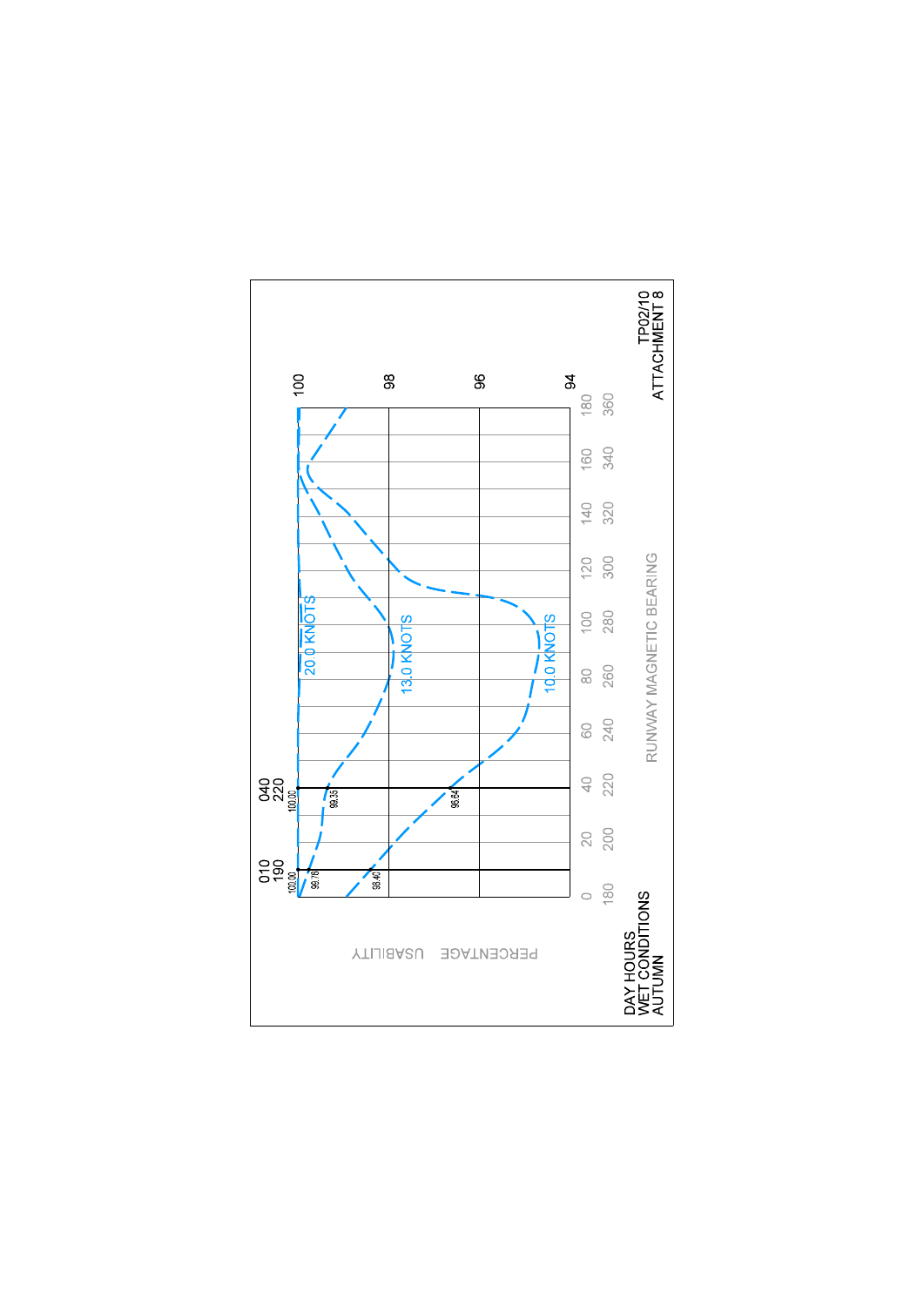DAY HOURS
WET CONDITIONS
AUTUMN

TP02/10
ATTACHMENT 8

PERCENTAGE USABILITY

RUNWAY MAGNETIC BEARING

| | |
|---|---|
| 010 / 190 | 100.00, 99.78, 98.40 |
| 040 / 220 | 100.00, 99.35, 96.64 |

20.0 KNOTS

13.0 KNOTS

10.0 KNOTS

Vertical axis: 94, 96, 98, 100

Horizontal axis: 0 / 180, 20 / 200, 40 / 220, 60 / 240, 80 / 260, 100 / 280, 120 / 300, 140 / 320, 160 / 340, 180 / 360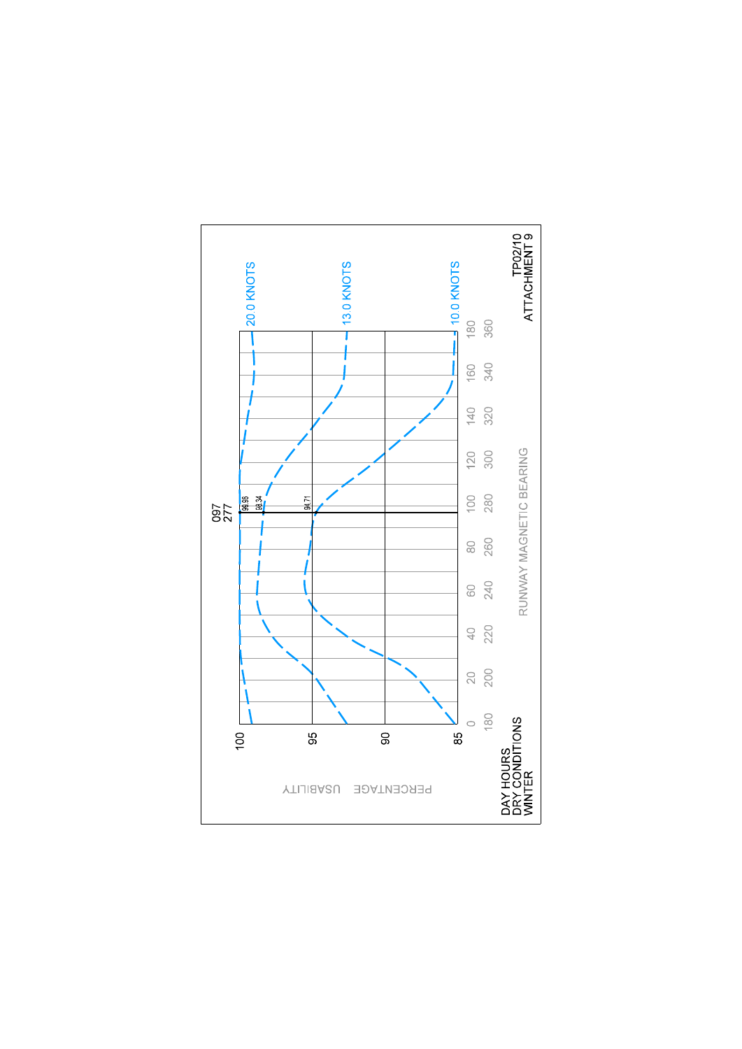DAY HOURS
DRY CONDITIONS
WINTER

PERCENTAGE USABILITY

RUNWAY MAGNETIC BEARING

| Axis | Values |
|---|---|
| Percentage usability | 100, 95, 90, 85 |
| Runway magnetic bearing | 0/180, 20/200, 40/220, 60/240, 80/260, 100/280, 120/300, 140/320, 160/340, 180/360 |

097
277

20.0 KNOTS — 99.96

13.0 KNOTS — 98.34

10.0 KNOTS — 94.71

TP02/10
ATTACHMENT 9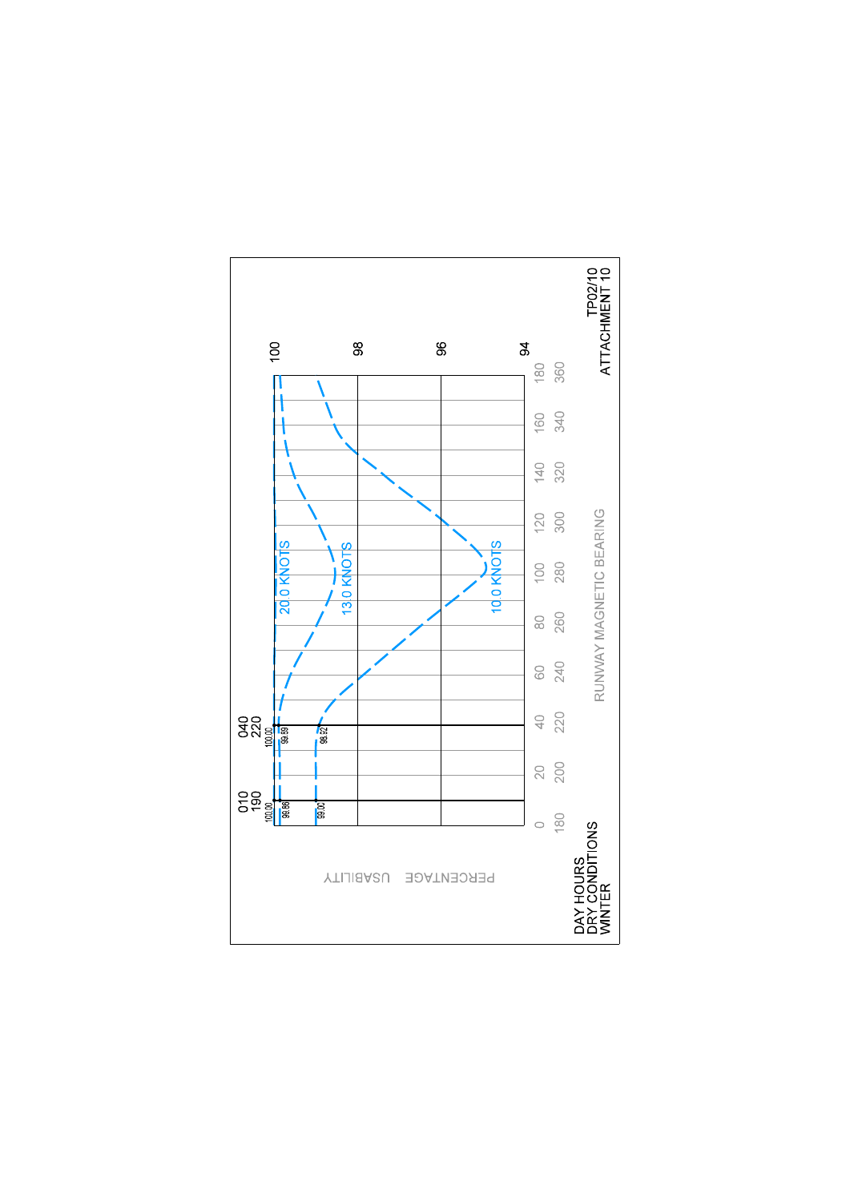TP02/10
ATTACHMENT 10

PERCENTAGE USABILITY

100

98

96

94

010
190

040
220

100.00
99.86
99.00

100.00
99.99
98.62

20.0 KNOTS

13.0 KNOTS

10.0 KNOTS

0 20 40 60 80 100 120 140 160 180

180 200 220 240 260 280 300 320 340 360

RUNWAY MAGNETIC BEARING

DAY HOURS
DRY CONDITIONS
WINTER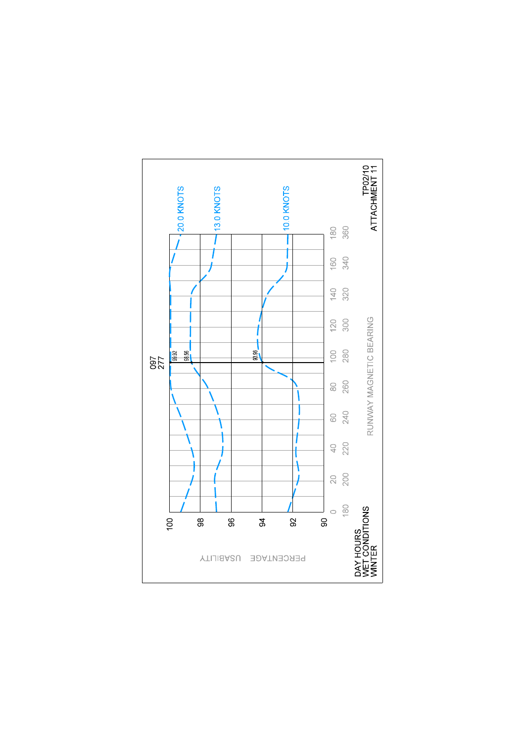TP02/10
ATTACHMENT 11

DAY HOURS
WET CONDITIONS
WINTER

PERCENTAGE USABILITY

RUNWAY MAGNETIC BEARING

097
277

20.0 KNOTS
13.0 KNOTS
10.0 KNOTS

99.92
98.56
93.96

100
98
96
94
92
90

0 180
20 200
40 220
60 240
80 260
100 280
120 300
140 320
160 340
180 360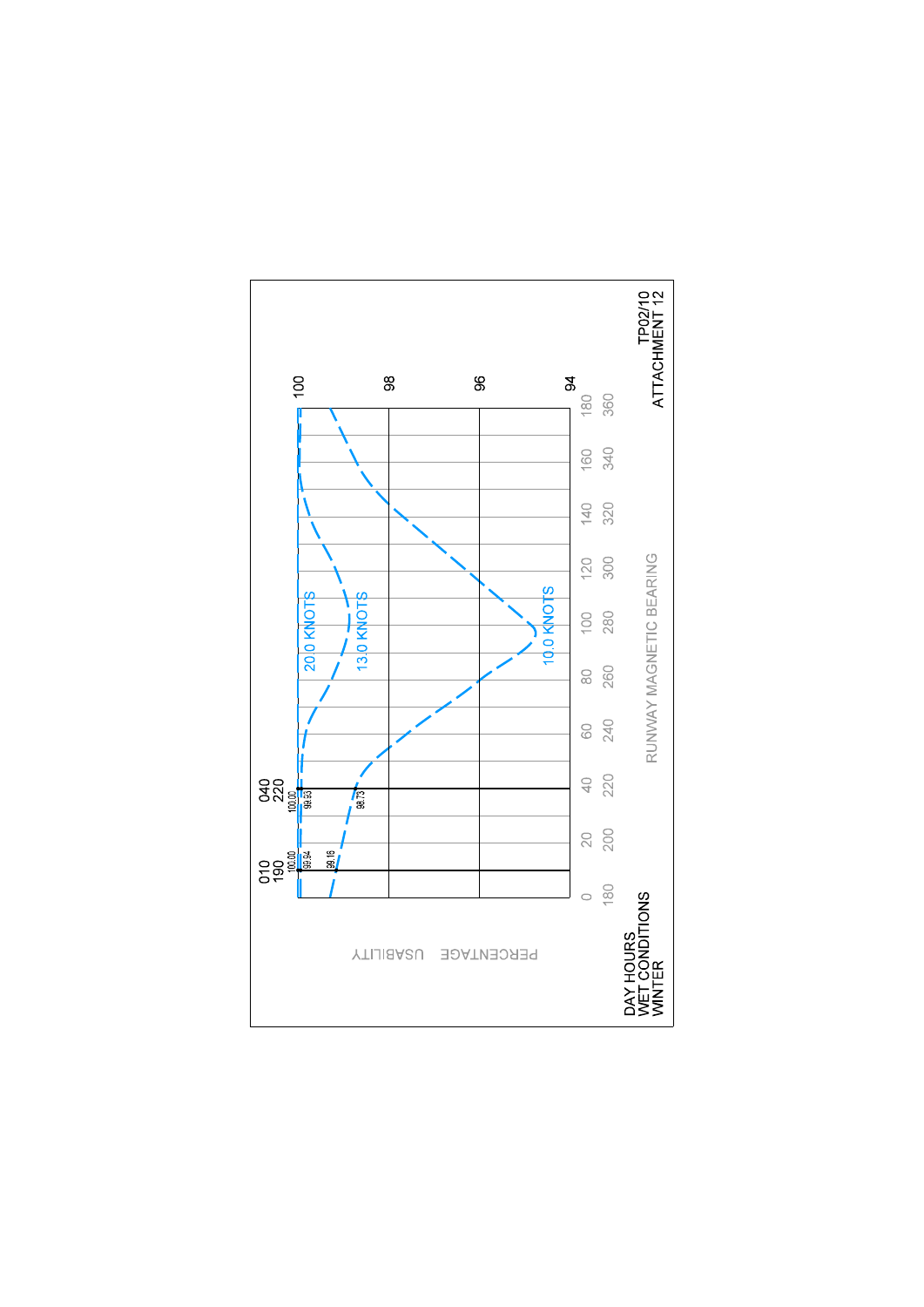DAY HOURS
WET CONDITIONS
WINTER

PERCENTAGE USABILITY

RUNWAY MAGNETIC BEARING

| | | |
|---|---|---|
| 010 / 190 | 100.00 (20.0 KNOTS), 99.94 (13.0 KNOTS), 99.16 (10.0 KNOTS) | |
| 040 / 220 | 100.00 (20.0 KNOTS), 99.93 (13.0 KNOTS), 98.73 (10.0 KNOTS) | |

Percentage usability axis: 94, 96, 98, 100

Runway magnetic bearing axis: 0 / 180, 20 / 200, 40 / 220, 60 / 240, 80 / 260, 100 / 280, 120 / 300, 140 / 320, 160 / 340, 180 / 360

20.0 KNOTS

13.0 KNOTS

10.0 KNOTS

TP02/10
ATTACHMENT 12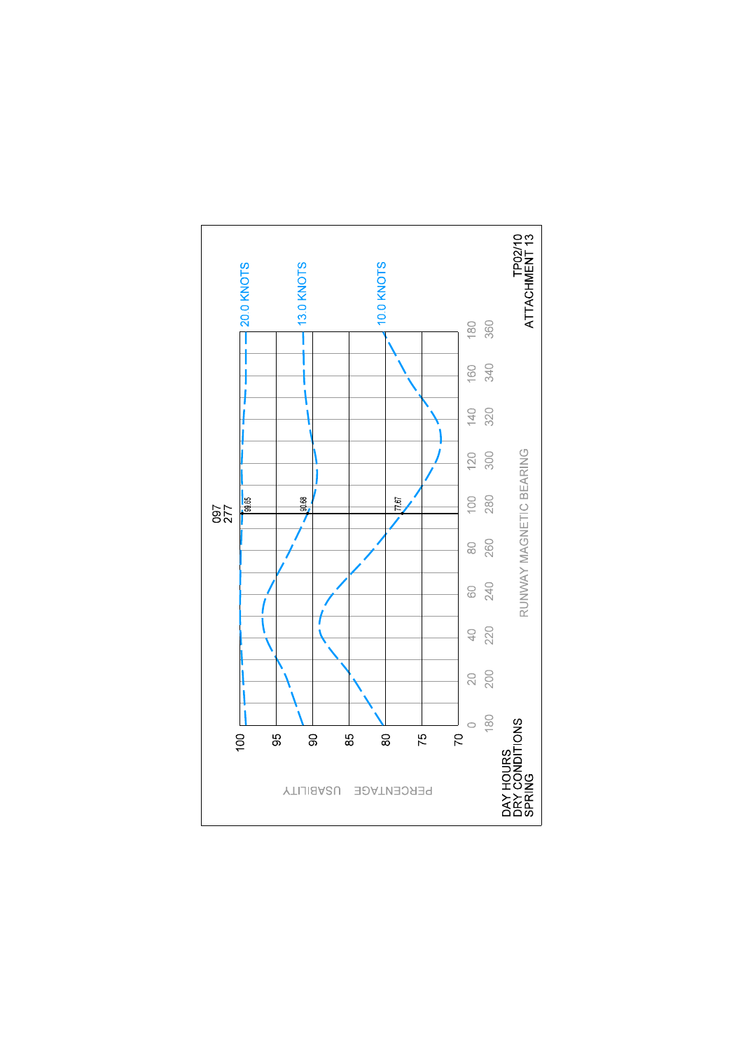097
277

20.0 KNOTS

13.0 KNOTS

10.0 KNOTS

99.65

90.68

77.67

PERCENTAGE USABILITY

100
95
90
85
80
75
70

0 20 40 60 80 100 120 140 160 180

180 200 220 240 260 280 300 320 340 360

RUNWAY MAGNETIC BEARING

DAY HOURS
DRY CONDITIONS
SPRING

TP02/10
ATTACHMENT 13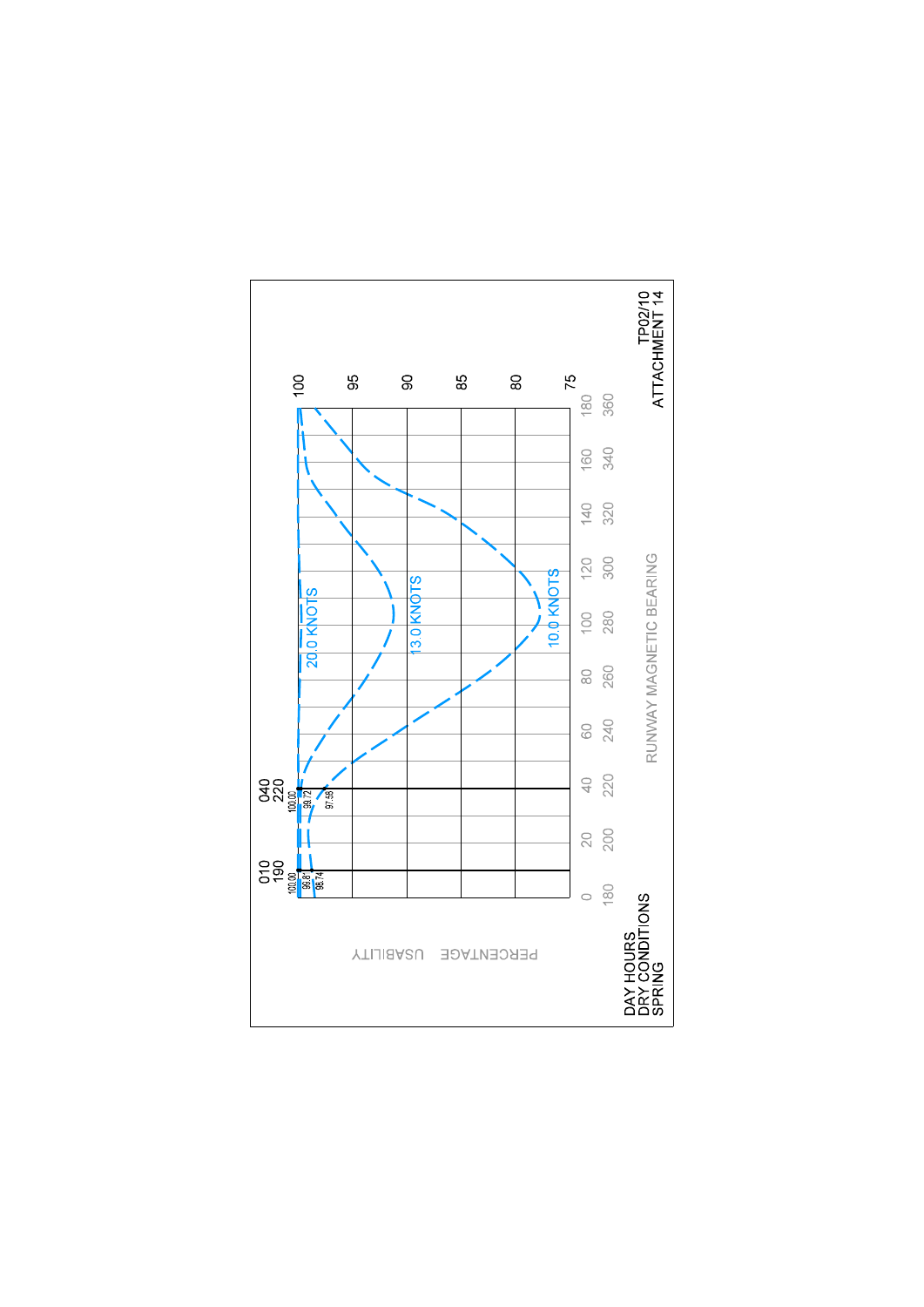TP02/10
ATTACHMENT 14

DAY HOURS
DRY CONDITIONS
SPRING

PERCENTAGE USABILITY

RUNWAY MAGNETIC BEARING

| | |
|---|---|
| 0 | 180 |
| 20 | 200 |
| 40 | 220 |
| 60 | 240 |
| 80 | 260 |
| 100 | 280 |
| 120 | 300 |
| 140 | 320 |
| 160 | 340 |
| 180 | 360 |

100, 95, 90, 85, 80, 75

010
190
100.00
99.81
98.74

040
220
100.00
99.72
97.58

20.0 KNOTS

13.0 KNOTS

10.0 KNOTS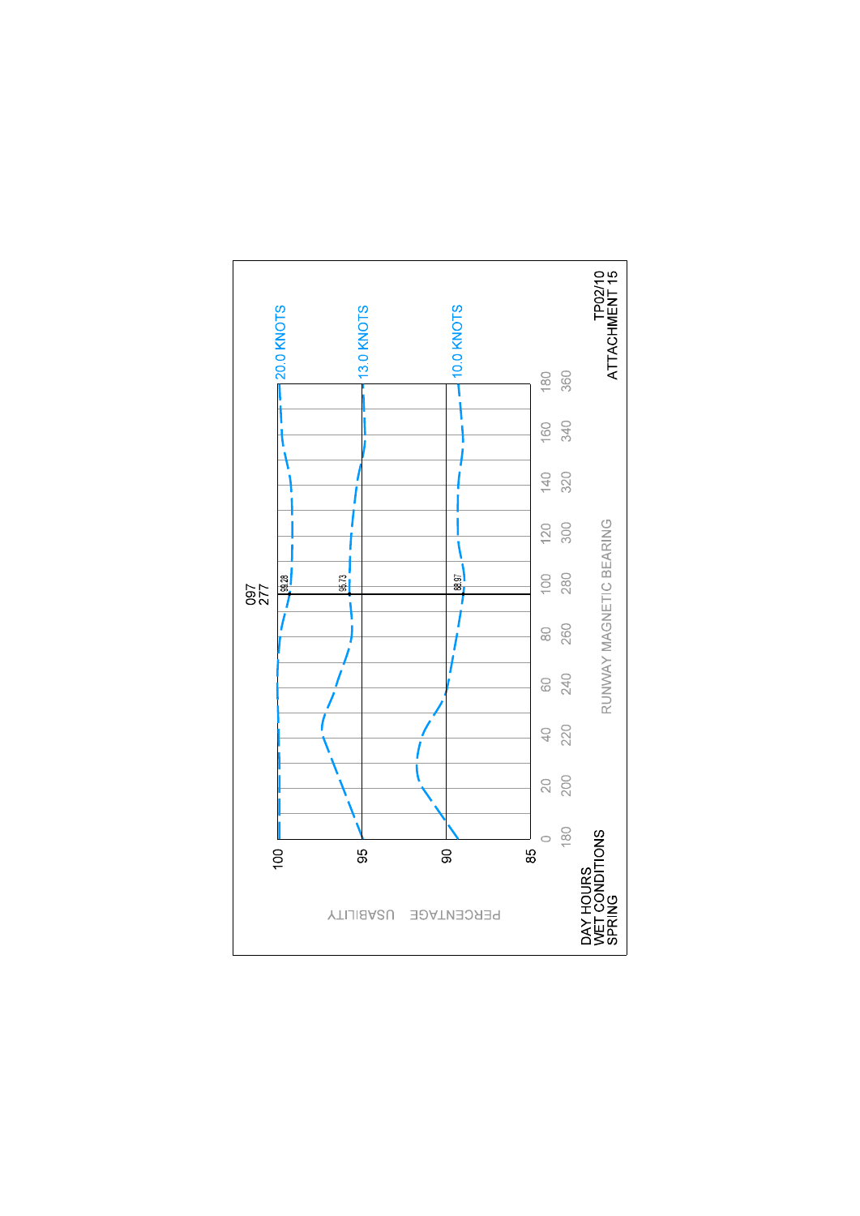097
277

| | 20.0 KNOTS | 13.0 KNOTS | 10.0 KNOTS |
|---|---|---|---|
| Runway 097/277 | 99.28 | 95.73 | 88.97 |

PERCENTAGE USABILITY

RUNWAY MAGNETIC BEARING

DAY HOURS
WET CONDITIONS
SPRING

TP02/10
ATTACHMENT 15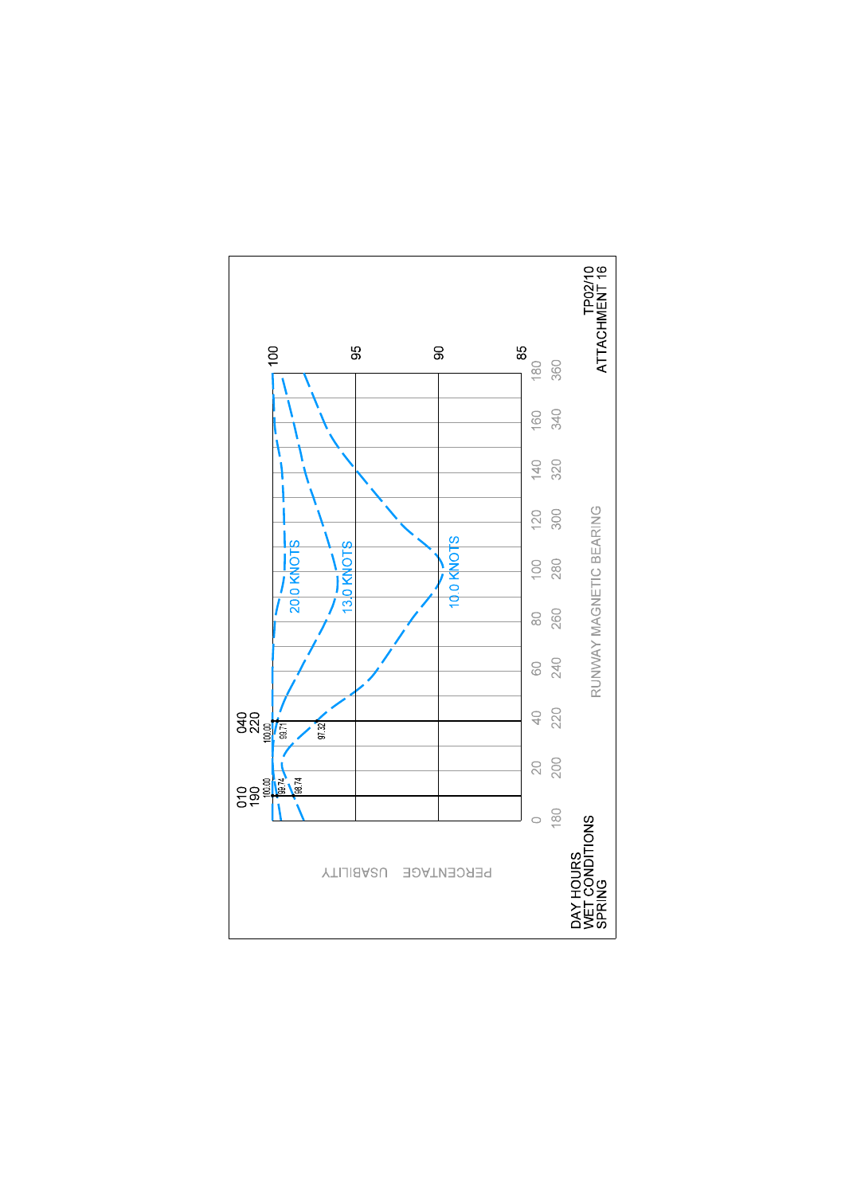DAY HOURS
WET CONDITIONS
SPRING

TP02/10
ATTACHMENT 16

PERCENTAGE USABILITY

RUNWAY MAGNETIC BEARING

100
95
90
85

0 20 40 60 80 100 120 140 160 180
180 200 220 240 260 280 300 320 340 360

010
190

040
220

100.00
99.74
98.74

100.00
99.71
97.32

20.0 KNOTS
13.0 KNOTS
10.0 KNOTS